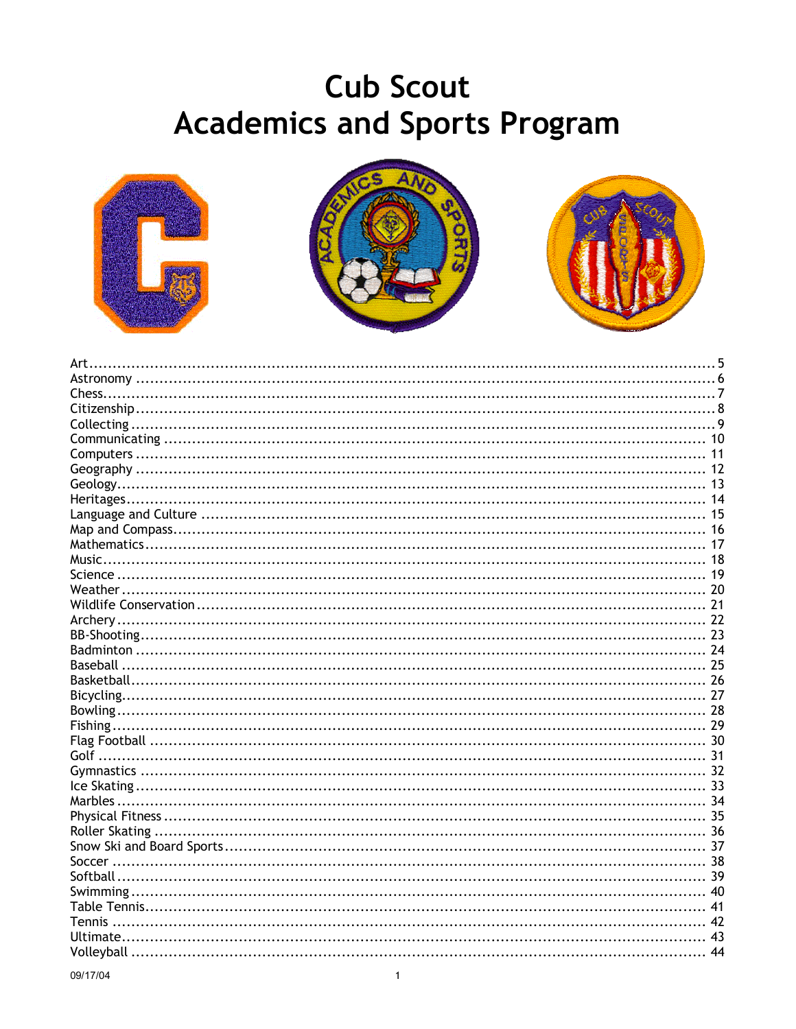# Cub Scout
# Academics and Sports Program

| | |
|---|---|
| Art | 5 |
| Astronomy | 6 |
| Chess | 7 |
| Citizenship | 8 |
| Collecting | 9 |
| Communicating | 10 |
| Computers | 11 |
| Geography | 12 |
| Geology | 13 |
| Heritages | 14 |
| Language and Culture | 15 |
| Map and Compass | 16 |
| Mathematics | 17 |
| Music | 18 |
| Science | 19 |
| Weather | 20 |
| Wildlife Conservation | 21 |
| Archery | 22 |
| BB-Shooting | 23 |
| Badminton | 24 |
| Baseball | 25 |
| Basketball | 26 |
| Bicycling | 27 |
| Bowling | 28 |
| Fishing | 29 |
| Flag Football | 30 |
| Golf | 31 |
| Gymnastics | 32 |
| Ice Skating | 33 |
| Marbles | 34 |
| Physical Fitness | 35 |
| Roller Skating | 36 |
| Snow Ski and Board Sports | 37 |
| Soccer | 38 |
| Softball | 39 |
| Swimming | 40 |
| Table Tennis | 41 |
| Tennis | 42 |
| Ultimate | 43 |
| Volleyball | 44 |

09/17/04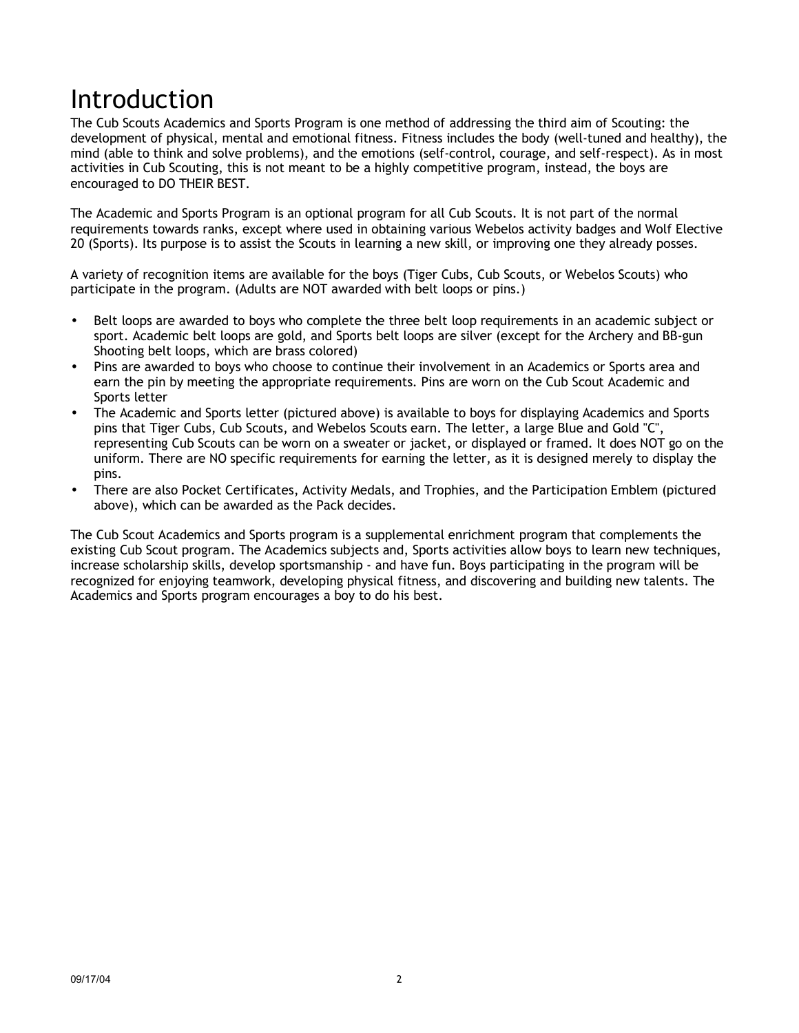# Introduction

The Cub Scouts Academics and Sports Program is one method of addressing the third aim of Scouting: the development of physical, mental and emotional fitness. Fitness includes the body (well-tuned and healthy), the mind (able to think and solve problems), and the emotions (self-control, courage, and self-respect). As in most activities in Cub Scouting, this is not meant to be a highly competitive program, instead, the boys are encouraged to DO THEIR BEST.

The Academic and Sports Program is an optional program for all Cub Scouts. It is not part of the normal requirements towards ranks, except where used in obtaining various Webelos activity badges and Wolf Elective 20 (Sports). Its purpose is to assist the Scouts in learning a new skill, or improving one they already posses.

A variety of recognition items are available for the boys (Tiger Cubs, Cub Scouts, or Webelos Scouts) who participate in the program. (Adults are NOT awarded with belt loops or pins.)

- Belt loops are awarded to boys who complete the three belt loop requirements in an academic subject or sport. Academic belt loops are gold, and Sports belt loops are silver (except for the Archery and BB-gun Shooting belt loops, which are brass colored)
- Pins are awarded to boys who choose to continue their involvement in an Academics or Sports area and earn the pin by meeting the appropriate requirements. Pins are worn on the Cub Scout Academic and Sports letter
- The Academic and Sports letter (pictured above) is available to boys for displaying Academics and Sports pins that Tiger Cubs, Cub Scouts, and Webelos Scouts earn. The letter, a large Blue and Gold "C", representing Cub Scouts can be worn on a sweater or jacket, or displayed or framed. It does NOT go on the uniform. There are NO specific requirements for earning the letter, as it is designed merely to display the pins.
- There are also Pocket Certificates, Activity Medals, and Trophies, and the Participation Emblem (pictured above), which can be awarded as the Pack decides.

The Cub Scout Academics and Sports program is a supplemental enrichment program that complements the existing Cub Scout program. The Academics subjects and, Sports activities allow boys to learn new techniques, increase scholarship skills, develop sportsmanship - and have fun. Boys participating in the program will be recognized for enjoying teamwork, developing physical fitness, and discovering and building new talents. The Academics and Sports program encourages a boy to do his best.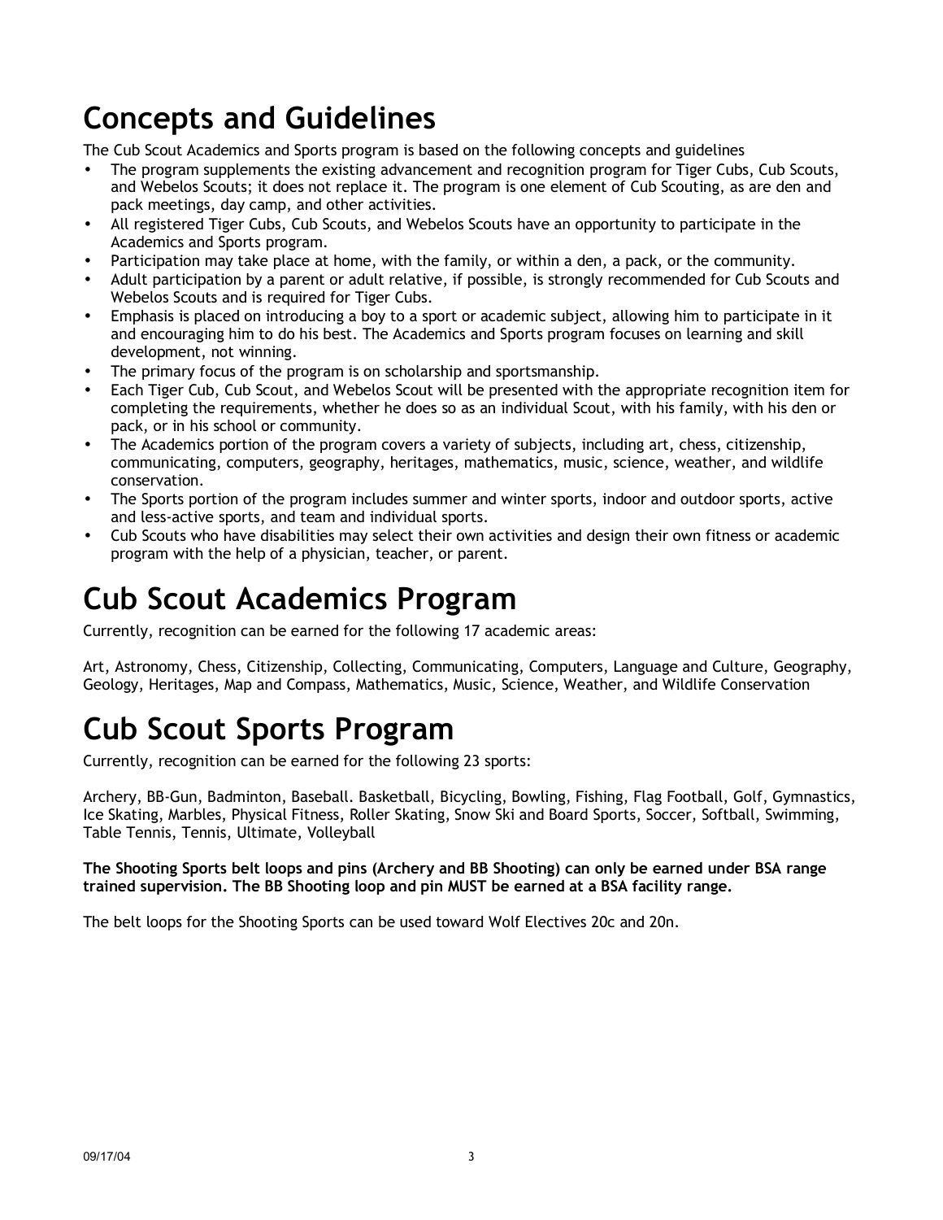# Concepts and Guidelines

The Cub Scout Academics and Sports program is based on the following concepts and guidelines

- The program supplements the existing advancement and recognition program for Tiger Cubs, Cub Scouts, and Webelos Scouts; it does not replace it. The program is one element of Cub Scouting, as are den and pack meetings, day camp, and other activities.
- All registered Tiger Cubs, Cub Scouts, and Webelos Scouts have an opportunity to participate in the Academics and Sports program.
- Participation may take place at home, with the family, or within a den, a pack, or the community.
- Adult participation by a parent or adult relative, if possible, is strongly recommended for Cub Scouts and Webelos Scouts and is required for Tiger Cubs.
- Emphasis is placed on introducing a boy to a sport or academic subject, allowing him to participate in it and encouraging him to do his best. The Academics and Sports program focuses on learning and skill development, not winning.
- The primary focus of the program is on scholarship and sportsmanship.
- Each Tiger Cub, Cub Scout, and Webelos Scout will be presented with the appropriate recognition item for completing the requirements, whether he does so as an individual Scout, with his family, with his den or pack, or in his school or community.
- The Academics portion of the program covers a variety of subjects, including art, chess, citizenship, communicating, computers, geography, heritages, mathematics, music, science, weather, and wildlife conservation.
- The Sports portion of the program includes summer and winter sports, indoor and outdoor sports, active and less-active sports, and team and individual sports.
- Cub Scouts who have disabilities may select their own activities and design their own fitness or academic program with the help of a physician, teacher, or parent.

# Cub Scout Academics Program

Currently, recognition can be earned for the following 17 academic areas:

Art, Astronomy, Chess, Citizenship, Collecting, Communicating, Computers, Language and Culture, Geography, Geology, Heritages, Map and Compass, Mathematics, Music, Science, Weather, and Wildlife Conservation

# Cub Scout Sports Program

Currently, recognition can be earned for the following 23 sports:

Archery, BB-Gun, Badminton, Baseball. Basketball, Bicycling, Bowling, Fishing, Flag Football, Golf, Gymnastics, Ice Skating, Marbles, Physical Fitness, Roller Skating, Snow Ski and Board Sports, Soccer, Softball, Swimming, Table Tennis, Tennis, Ultimate, Volleyball

**The Shooting Sports belt loops and pins (Archery and BB Shooting) can only be earned under BSA range trained supervision. The BB Shooting loop and pin MUST be earned at a BSA facility range.**

The belt loops for the Shooting Sports can be used toward Wolf Electives 20c and 20n.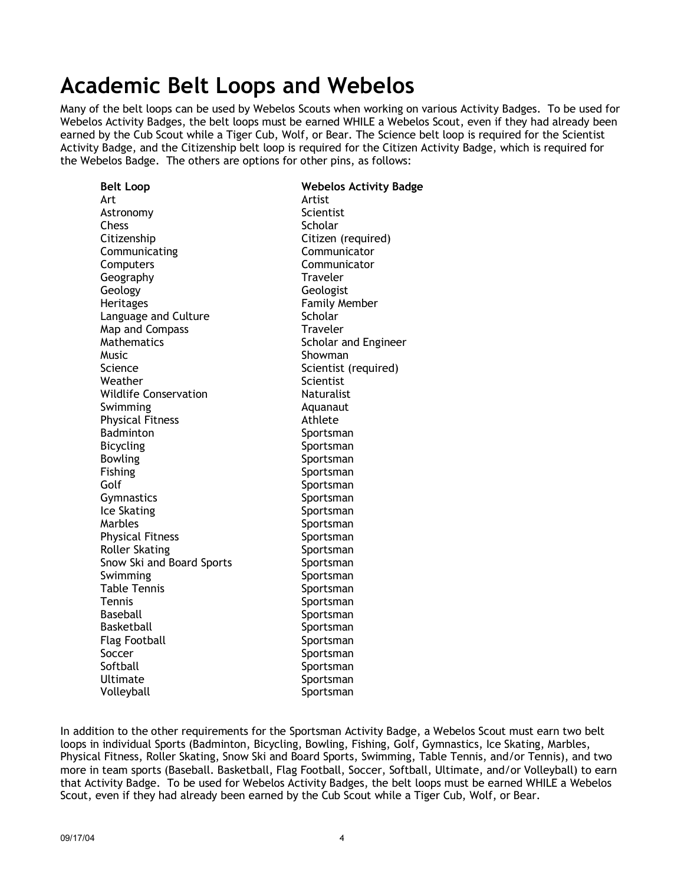# Academic Belt Loops and Webelos

Many of the belt loops can be used by Webelos Scouts when working on various Activity Badges. To be used for Webelos Activity Badges, the belt loops must be earned WHILE a Webelos Scout, even if they had already been earned by the Cub Scout while a Tiger Cub, Wolf, or Bear. The Science belt loop is required for the Scientist Activity Badge, and the Citizenship belt loop is required for the Citizen Activity Badge, which is required for the Webelos Badge. The others are options for other pins, as follows:

| Belt Loop | Webelos Activity Badge |
|---|---|
| Art | Artist |
| Astronomy | Scientist |
| Chess | Scholar |
| Citizenship | Citizen (required) |
| Communicating | Communicator |
| Computers | Communicator |
| Geography | Traveler |
| Geology | Geologist |
| Heritages | Family Member |
| Language and Culture | Scholar |
| Map and Compass | Traveler |
| Mathematics | Scholar and Engineer |
| Music | Showman |
| Science | Scientist (required) |
| Weather | Scientist |
| Wildlife Conservation | Naturalist |
| Swimming | Aquanaut |
| Physical Fitness | Athlete |
| Badminton | Sportsman |
| Bicycling | Sportsman |
| Bowling | Sportsman |
| Fishing | Sportsman |
| Golf | Sportsman |
| Gymnastics | Sportsman |
| Ice Skating | Sportsman |
| Marbles | Sportsman |
| Physical Fitness | Sportsman |
| Roller Skating | Sportsman |
| Snow Ski and Board Sports | Sportsman |
| Swimming | Sportsman |
| Table Tennis | Sportsman |
| Tennis | Sportsman |
| Baseball | Sportsman |
| Basketball | Sportsman |
| Flag Football | Sportsman |
| Soccer | Sportsman |
| Softball | Sportsman |
| Ultimate | Sportsman |
| Volleyball | Sportsman |

In addition to the other requirements for the Sportsman Activity Badge, a Webelos Scout must earn two belt loops in individual Sports (Badminton, Bicycling, Bowling, Fishing, Golf, Gymnastics, Ice Skating, Marbles, Physical Fitness, Roller Skating, Snow Ski and Board Sports, Swimming, Table Tennis, and/or Tennis), and two more in team sports (Baseball. Basketball, Flag Football, Soccer, Softball, Ultimate, and/or Volleyball) to earn that Activity Badge. To be used for Webelos Activity Badges, the belt loops must be earned WHILE a Webelos Scout, even if they had already been earned by the Cub Scout while a Tiger Cub, Wolf, or Bear.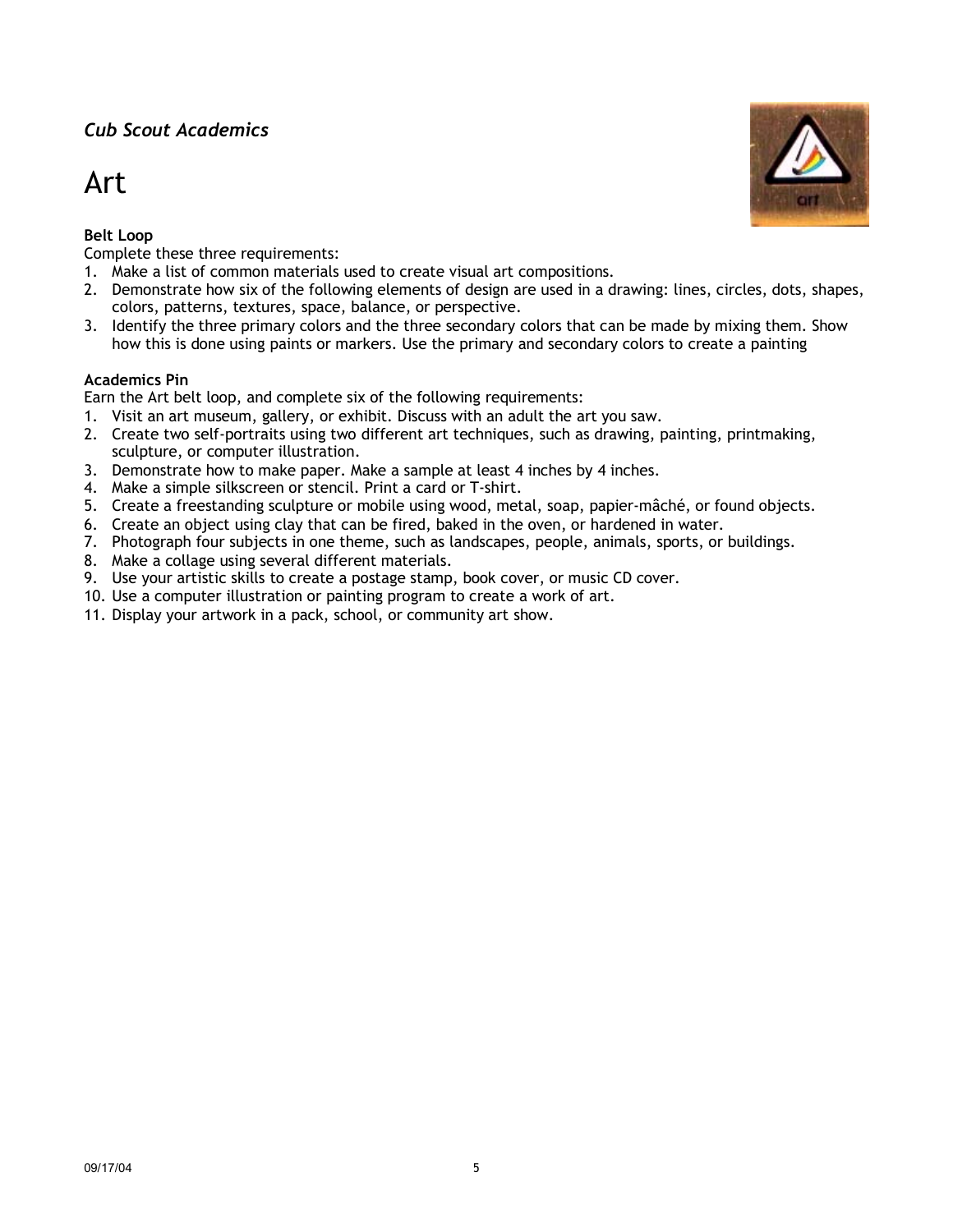*Cub Scout Academics*

# Art

**Belt Loop**

Complete these three requirements:

1. Make a list of common materials used to create visual art compositions.
2. Demonstrate how six of the following elements of design are used in a drawing: lines, circles, dots, shapes, colors, patterns, textures, space, balance, or perspective.
3. Identify the three primary colors and the three secondary colors that can be made by mixing them. Show how this is done using paints or markers. Use the primary and secondary colors to create a painting

**Academics Pin**

Earn the Art belt loop, and complete six of the following requirements:

1. Visit an art museum, gallery, or exhibit. Discuss with an adult the art you saw.
2. Create two self-portraits using two different art techniques, such as drawing, painting, printmaking, sculpture, or computer illustration.
3. Demonstrate how to make paper. Make a sample at least 4 inches by 4 inches.
4. Make a simple silkscreen or stencil. Print a card or T-shirt.
5. Create a freestanding sculpture or mobile using wood, metal, soap, papier-mâché, or found objects.
6. Create an object using clay that can be fired, baked in the oven, or hardened in water.
7. Photograph four subjects in one theme, such as landscapes, people, animals, sports, or buildings.
8. Make a collage using several different materials.
9. Use your artistic skills to create a postage stamp, book cover, or music CD cover.
10. Use a computer illustration or painting program to create a work of art.
11. Display your artwork in a pack, school, or community art show.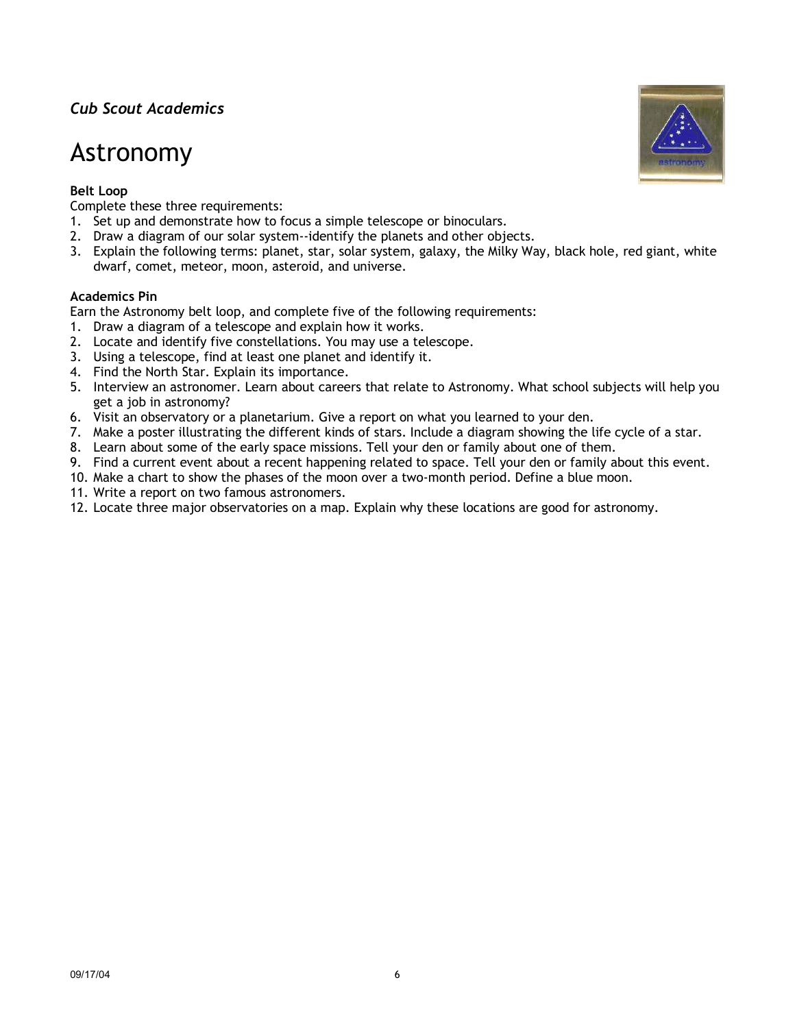*Cub Scout Academics*

# Astronomy

**Belt Loop**

Complete these three requirements:

1. Set up and demonstrate how to focus a simple telescope or binoculars.
2. Draw a diagram of our solar system--identify the planets and other objects.
3. Explain the following terms: planet, star, solar system, galaxy, the Milky Way, black hole, red giant, white dwarf, comet, meteor, moon, asteroid, and universe.

**Academics Pin**

Earn the Astronomy belt loop, and complete five of the following requirements:

1. Draw a diagram of a telescope and explain how it works.
2. Locate and identify five constellations. You may use a telescope.
3. Using a telescope, find at least one planet and identify it.
4. Find the North Star. Explain its importance.
5. Interview an astronomer. Learn about careers that relate to Astronomy. What school subjects will help you get a job in astronomy?
6. Visit an observatory or a planetarium. Give a report on what you learned to your den.
7. Make a poster illustrating the different kinds of stars. Include a diagram showing the life cycle of a star.
8. Learn about some of the early space missions. Tell your den or family about one of them.
9. Find a current event about a recent happening related to space. Tell your den or family about this event.
10. Make a chart to show the phases of the moon over a two-month period. Define a blue moon.
11. Write a report on two famous astronomers.
12. Locate three major observatories on a map. Explain why these locations are good for astronomy.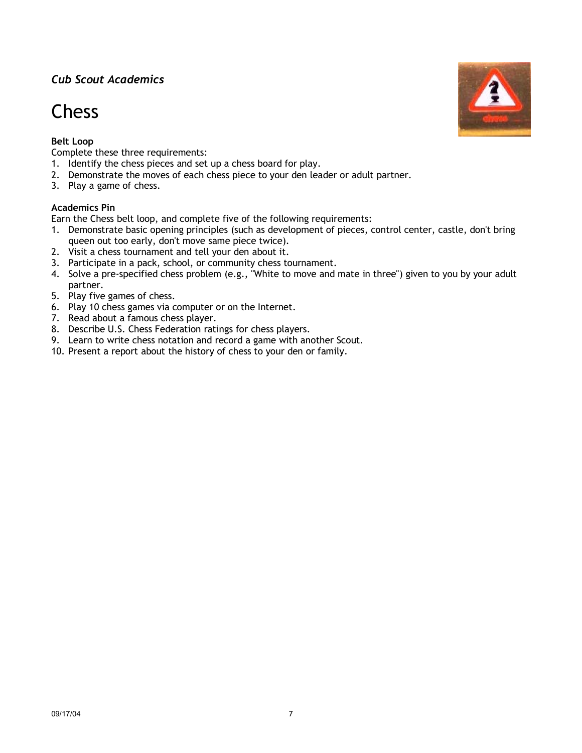*Cub Scout Academics*

# Chess

**Belt Loop**

Complete these three requirements:

1. Identify the chess pieces and set up a chess board for play.
2. Demonstrate the moves of each chess piece to your den leader or adult partner.
3. Play a game of chess.

**Academics Pin**

Earn the Chess belt loop, and complete five of the following requirements:

1. Demonstrate basic opening principles (such as development of pieces, control center, castle, don't bring queen out too early, don't move same piece twice).
2. Visit a chess tournament and tell your den about it.
3. Participate in a pack, school, or community chess tournament.
4. Solve a pre-specified chess problem (e.g., "White to move and mate in three") given to you by your adult partner.
5. Play five games of chess.
6. Play 10 chess games via computer or on the Internet.
7. Read about a famous chess player.
8. Describe U.S. Chess Federation ratings for chess players.
9. Learn to write chess notation and record a game with another Scout.
10. Present a report about the history of chess to your den or family.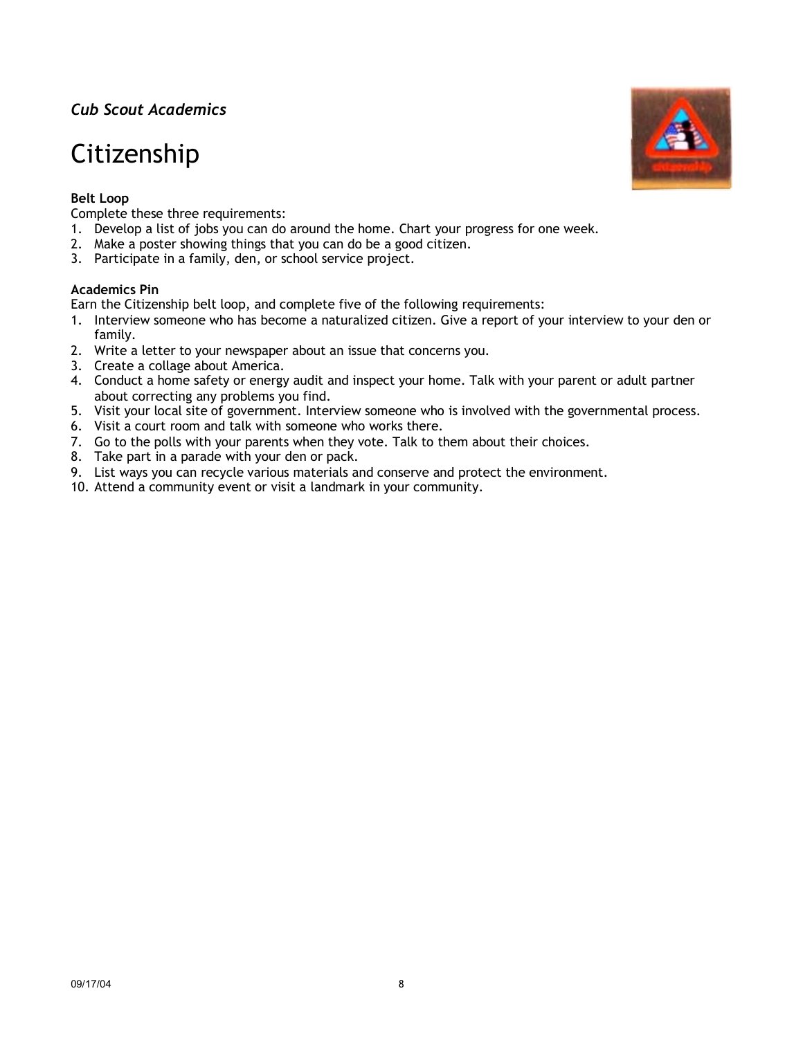*Cub Scout Academics*

# Citizenship

**Belt Loop**

Complete these three requirements:

1. Develop a list of jobs you can do around the home. Chart your progress for one week.
2. Make a poster showing things that you can do be a good citizen.
3. Participate in a family, den, or school service project.

**Academics Pin**

Earn the Citizenship belt loop, and complete five of the following requirements:

1. Interview someone who has become a naturalized citizen. Give a report of your interview to your den or family.
2. Write a letter to your newspaper about an issue that concerns you.
3. Create a collage about America.
4. Conduct a home safety or energy audit and inspect your home. Talk with your parent or adult partner about correcting any problems you find.
5. Visit your local site of government. Interview someone who is involved with the governmental process.
6. Visit a court room and talk with someone who works there.
7. Go to the polls with your parents when they vote. Talk to them about their choices.
8. Take part in a parade with your den or pack.
9. List ways you can recycle various materials and conserve and protect the environment.
10. Attend a community event or visit a landmark in your community.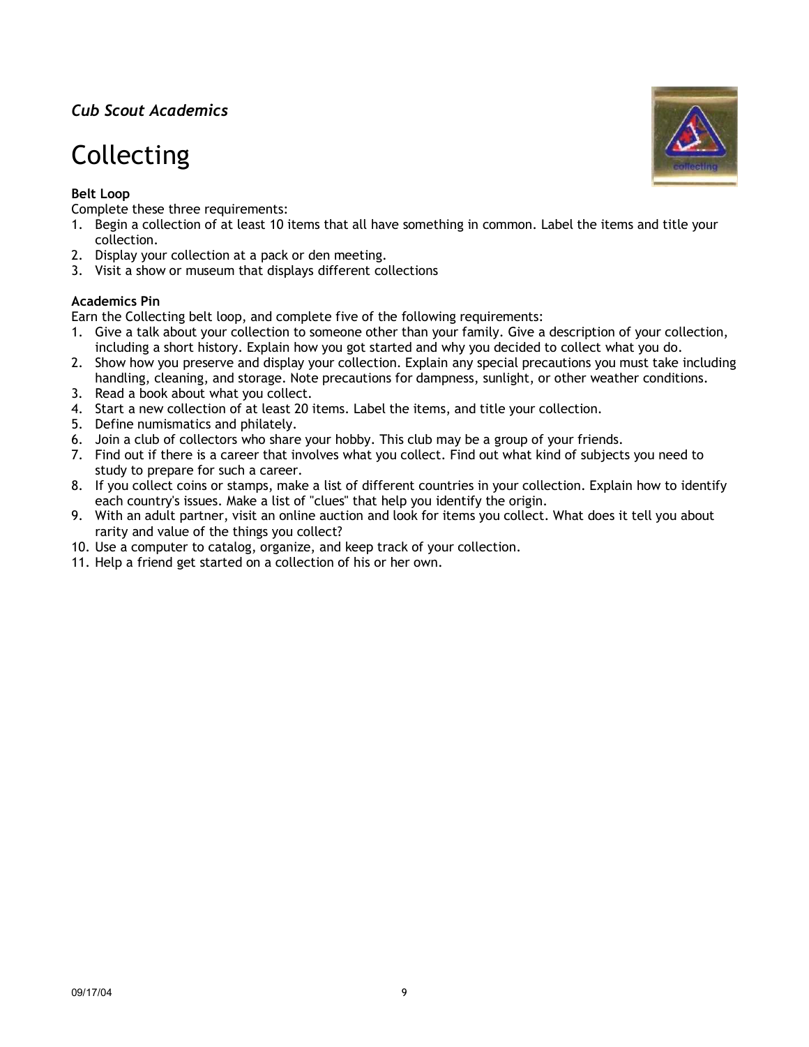*Cub Scout Academics*

# Collecting

**Belt Loop**

Complete these three requirements:

1. Begin a collection of at least 10 items that all have something in common. Label the items and title your collection.
2. Display your collection at a pack or den meeting.
3. Visit a show or museum that displays different collections

**Academics Pin**

Earn the Collecting belt loop, and complete five of the following requirements:

1. Give a talk about your collection to someone other than your family. Give a description of your collection, including a short history. Explain how you got started and why you decided to collect what you do.
2. Show how you preserve and display your collection. Explain any special precautions you must take including handling, cleaning, and storage. Note precautions for dampness, sunlight, or other weather conditions.
3. Read a book about what you collect.
4. Start a new collection of at least 20 items. Label the items, and title your collection.
5. Define numismatics and philately.
6. Join a club of collectors who share your hobby. This club may be a group of your friends.
7. Find out if there is a career that involves what you collect. Find out what kind of subjects you need to study to prepare for such a career.
8. If you collect coins or stamps, make a list of different countries in your collection. Explain how to identify each country's issues. Make a list of "clues" that help you identify the origin.
9. With an adult partner, visit an online auction and look for items you collect. What does it tell you about rarity and value of the things you collect?
10. Use a computer to catalog, organize, and keep track of your collection.
11. Help a friend get started on a collection of his or her own.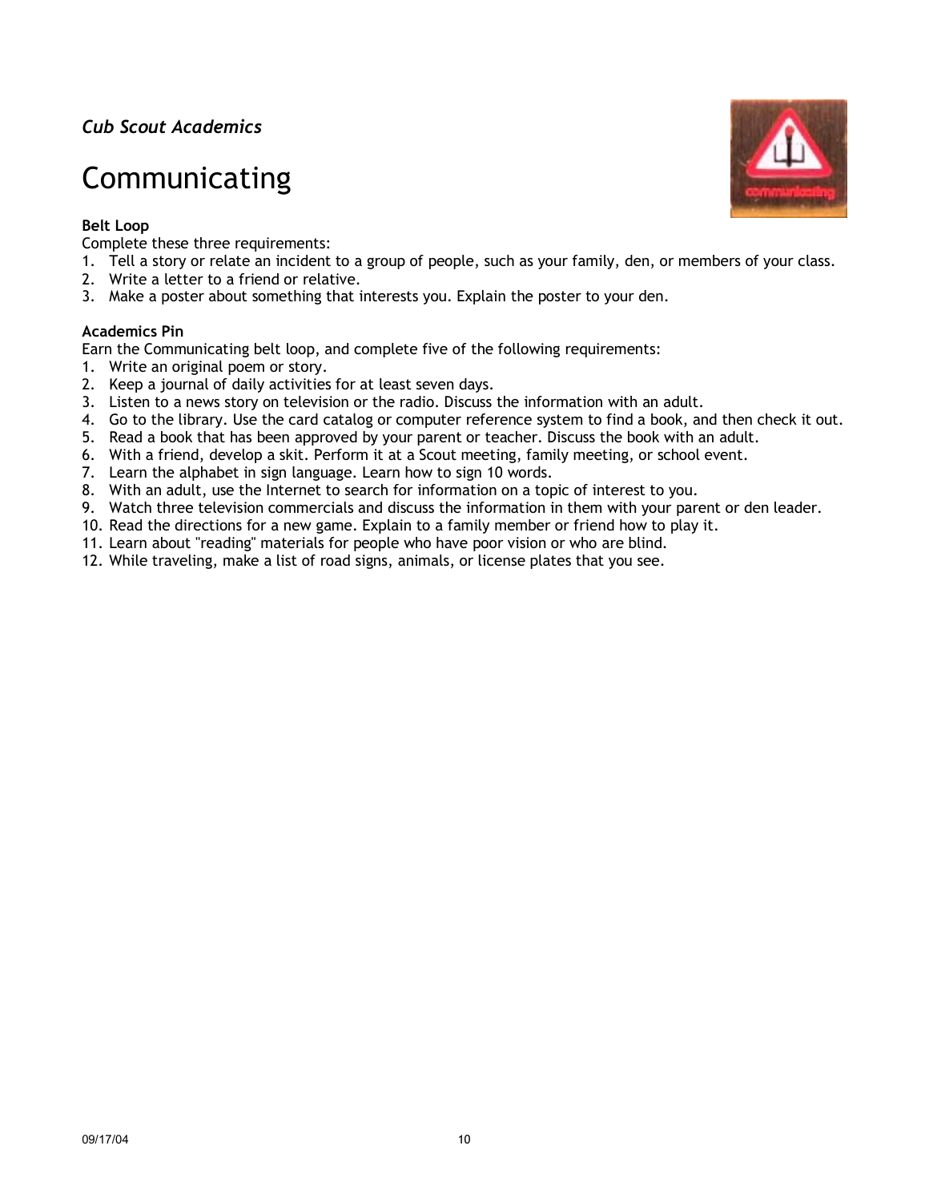*Cub Scout Academics*

# Communicating

**Belt Loop**

Complete these three requirements:

1. Tell a story or relate an incident to a group of people, such as your family, den, or members of your class.
2. Write a letter to a friend or relative.
3. Make a poster about something that interests you. Explain the poster to your den.

**Academics Pin**

Earn the Communicating belt loop, and complete five of the following requirements:

1. Write an original poem or story.
2. Keep a journal of daily activities for at least seven days.
3. Listen to a news story on television or the radio. Discuss the information with an adult.
4. Go to the library. Use the card catalog or computer reference system to find a book, and then check it out.
5. Read a book that has been approved by your parent or teacher. Discuss the book with an adult.
6. With a friend, develop a skit. Perform it at a Scout meeting, family meeting, or school event.
7. Learn the alphabet in sign language. Learn how to sign 10 words.
8. With an adult, use the Internet to search for information on a topic of interest to you.
9. Watch three television commercials and discuss the information in them with your parent or den leader.
10. Read the directions for a new game. Explain to a family member or friend how to play it.
11. Learn about "reading" materials for people who have poor vision or who are blind.
12. While traveling, make a list of road signs, animals, or license plates that you see.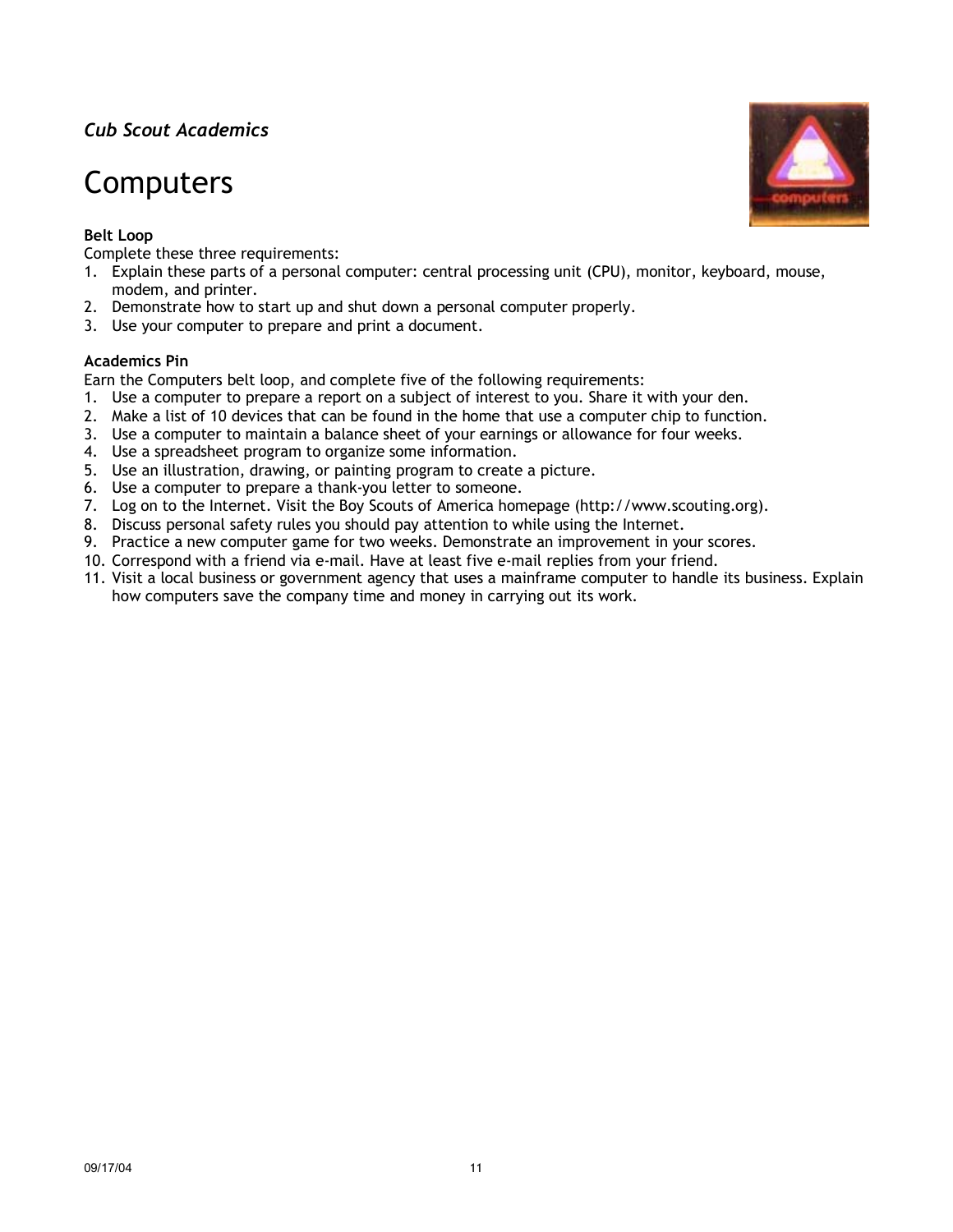*Cub Scout Academics*

# Computers

**Belt Loop**

Complete these three requirements:

1. Explain these parts of a personal computer: central processing unit (CPU), monitor, keyboard, mouse, modem, and printer.
2. Demonstrate how to start up and shut down a personal computer properly.
3. Use your computer to prepare and print a document.

**Academics Pin**

Earn the Computers belt loop, and complete five of the following requirements:

1. Use a computer to prepare a report on a subject of interest to you. Share it with your den.
2. Make a list of 10 devices that can be found in the home that use a computer chip to function.
3. Use a computer to maintain a balance sheet of your earnings or allowance for four weeks.
4. Use a spreadsheet program to organize some information.
5. Use an illustration, drawing, or painting program to create a picture.
6. Use a computer to prepare a thank-you letter to someone.
7. Log on to the Internet. Visit the Boy Scouts of America homepage (http://www.scouting.org).
8. Discuss personal safety rules you should pay attention to while using the Internet.
9. Practice a new computer game for two weeks. Demonstrate an improvement in your scores.
10. Correspond with a friend via e-mail. Have at least five e-mail replies from your friend.
11. Visit a local business or government agency that uses a mainframe computer to handle its business. Explain how computers save the company time and money in carrying out its work.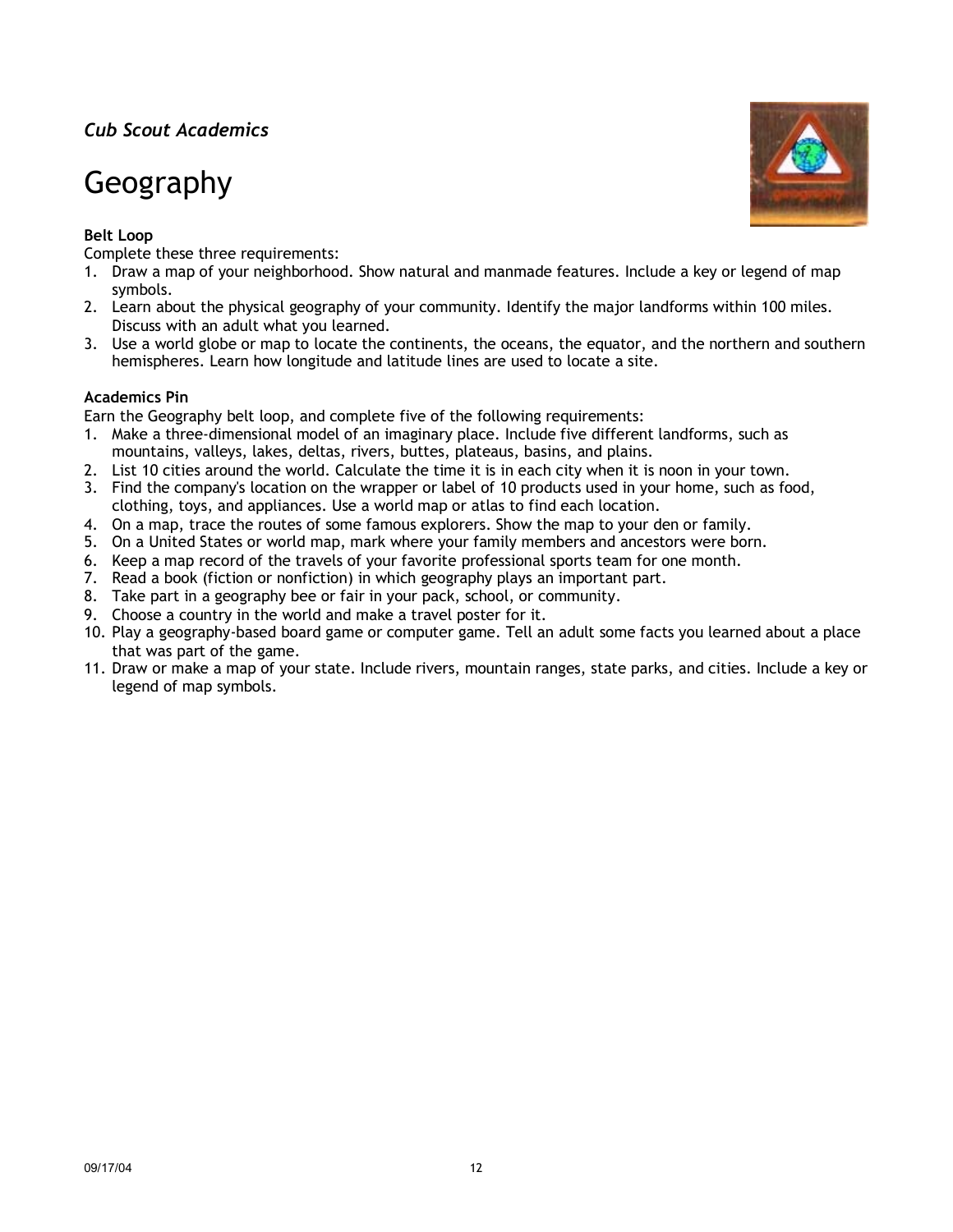*Cub Scout Academics*

# Geography

**Belt Loop**

Complete these three requirements:

1. Draw a map of your neighborhood. Show natural and manmade features. Include a key or legend of map symbols.
2. Learn about the physical geography of your community. Identify the major landforms within 100 miles. Discuss with an adult what you learned.
3. Use a world globe or map to locate the continents, the oceans, the equator, and the northern and southern hemispheres. Learn how longitude and latitude lines are used to locate a site.

**Academics Pin**

Earn the Geography belt loop, and complete five of the following requirements:

1. Make a three-dimensional model of an imaginary place. Include five different landforms, such as mountains, valleys, lakes, deltas, rivers, buttes, plateaus, basins, and plains.
2. List 10 cities around the world. Calculate the time it is in each city when it is noon in your town.
3. Find the company's location on the wrapper or label of 10 products used in your home, such as food, clothing, toys, and appliances. Use a world map or atlas to find each location.
4. On a map, trace the routes of some famous explorers. Show the map to your den or family.
5. On a United States or world map, mark where your family members and ancestors were born.
6. Keep a map record of the travels of your favorite professional sports team for one month.
7. Read a book (fiction or nonfiction) in which geography plays an important part.
8. Take part in a geography bee or fair in your pack, school, or community.
9. Choose a country in the world and make a travel poster for it.
10. Play a geography-based board game or computer game. Tell an adult some facts you learned about a place that was part of the game.
11. Draw or make a map of your state. Include rivers, mountain ranges, state parks, and cities. Include a key or legend of map symbols.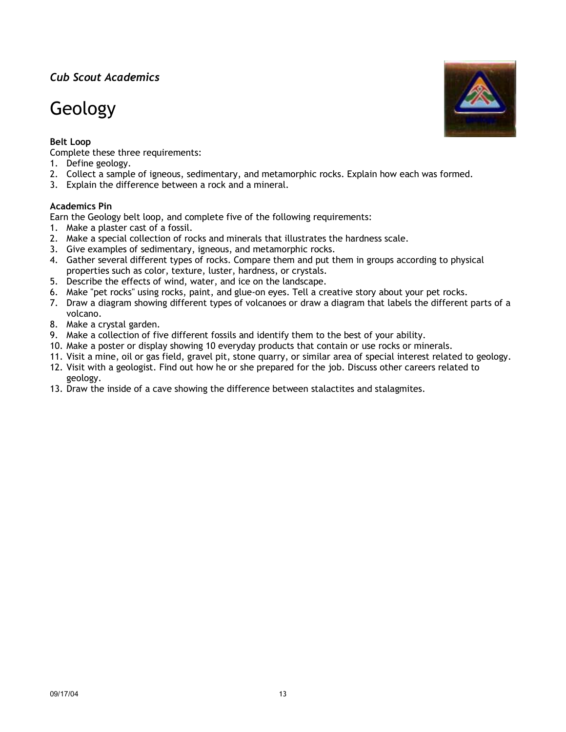*Cub Scout Academics*

# Geology

**Belt Loop**

Complete these three requirements:

1. Define geology.
2. Collect a sample of igneous, sedimentary, and metamorphic rocks. Explain how each was formed.
3. Explain the difference between a rock and a mineral.

**Academics Pin**

Earn the Geology belt loop, and complete five of the following requirements:

1. Make a plaster cast of a fossil.
2. Make a special collection of rocks and minerals that illustrates the hardness scale.
3. Give examples of sedimentary, igneous, and metamorphic rocks.
4. Gather several different types of rocks. Compare them and put them in groups according to physical properties such as color, texture, luster, hardness, or crystals.
5. Describe the effects of wind, water, and ice on the landscape.
6. Make "pet rocks" using rocks, paint, and glue-on eyes. Tell a creative story about your pet rocks.
7. Draw a diagram showing different types of volcanoes or draw a diagram that labels the different parts of a volcano.
8. Make a crystal garden.
9. Make a collection of five different fossils and identify them to the best of your ability.
10. Make a poster or display showing 10 everyday products that contain or use rocks or minerals.
11. Visit a mine, oil or gas field, gravel pit, stone quarry, or similar area of special interest related to geology.
12. Visit with a geologist. Find out how he or she prepared for the job. Discuss other careers related to geology.
13. Draw the inside of a cave showing the difference between stalactites and stalagmites.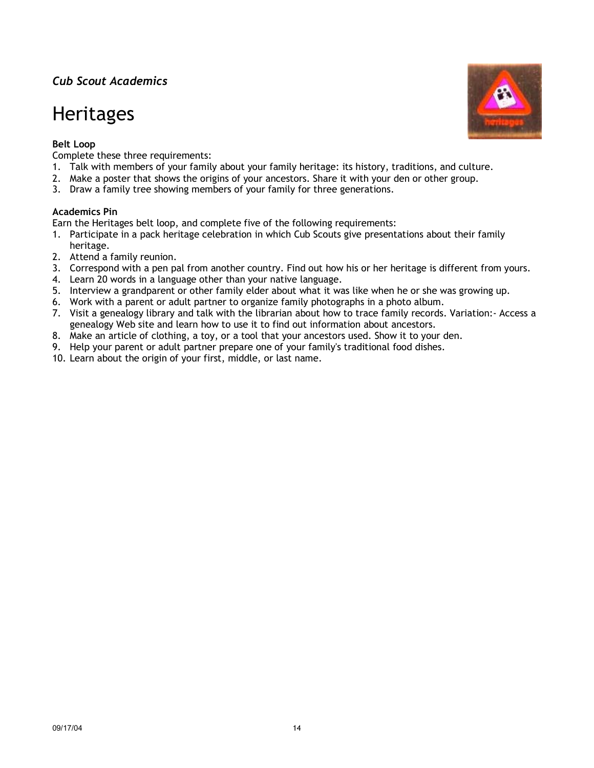*Cub Scout Academics*

# Heritages

**Belt Loop**

Complete these three requirements:

1. Talk with members of your family about your family heritage: its history, traditions, and culture.
2. Make a poster that shows the origins of your ancestors. Share it with your den or other group.
3. Draw a family tree showing members of your family for three generations.

**Academics Pin**

Earn the Heritages belt loop, and complete five of the following requirements:

1. Participate in a pack heritage celebration in which Cub Scouts give presentations about their family heritage.
2. Attend a family reunion.
3. Correspond with a pen pal from another country. Find out how his or her heritage is different from yours.
4. Learn 20 words in a language other than your native language.
5. Interview a grandparent or other family elder about what it was like when he or she was growing up.
6. Work with a parent or adult partner to organize family photographs in a photo album.
7. Visit a genealogy library and talk with the librarian about how to trace family records. Variation:- Access a genealogy Web site and learn how to use it to find out information about ancestors.
8. Make an article of clothing, a toy, or a tool that your ancestors used. Show it to your den.
9. Help your parent or adult partner prepare one of your family's traditional food dishes.
10. Learn about the origin of your first, middle, or last name.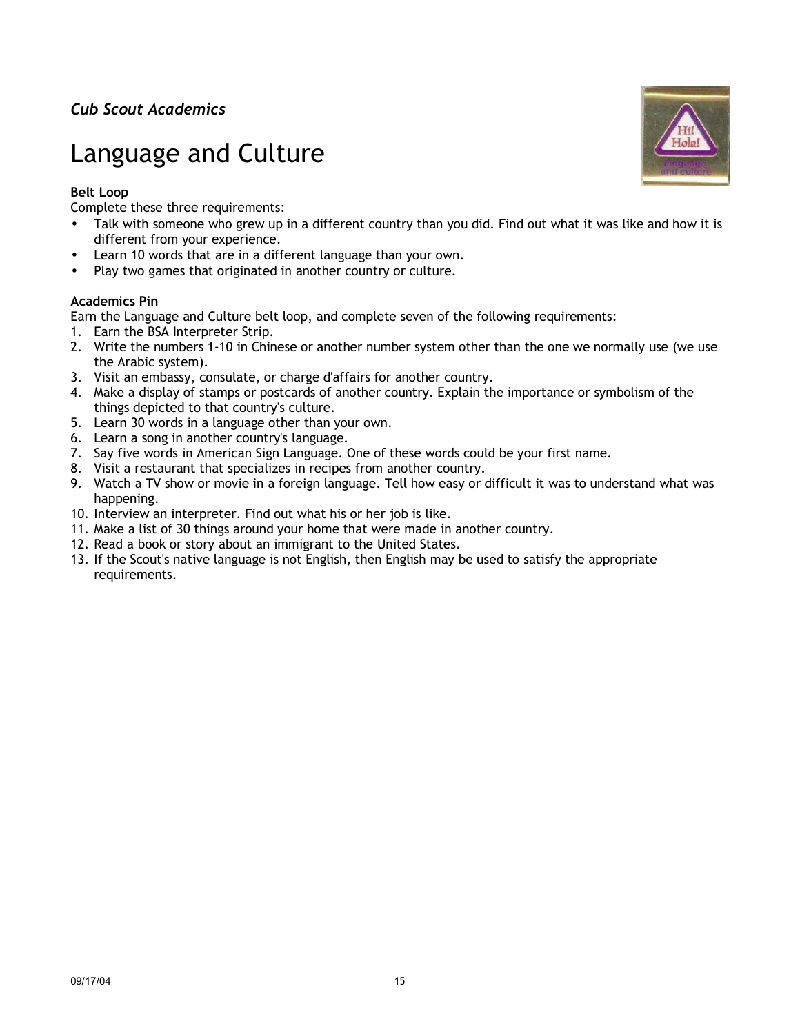*Cub Scout Academics*

# Language and Culture

**Belt Loop**

Complete these three requirements:

- Talk with someone who grew up in a different country than you did. Find out what it was like and how it is different from your experience.
- Learn 10 words that are in a different language than your own.
- Play two games that originated in another country or culture.

**Academics Pin**

Earn the Language and Culture belt loop, and complete seven of the following requirements:

1. Earn the BSA Interpreter Strip.
2. Write the numbers 1-10 in Chinese or another number system other than the one we normally use (we use the Arabic system).
3. Visit an embassy, consulate, or charge d'affairs for another country.
4. Make a display of stamps or postcards of another country. Explain the importance or symbolism of the things depicted to that country's culture.
5. Learn 30 words in a language other than your own.
6. Learn a song in another country's language.
7. Say five words in American Sign Language. One of these words could be your first name.
8. Visit a restaurant that specializes in recipes from another country.
9. Watch a TV show or movie in a foreign language. Tell how easy or difficult it was to understand what was happening.
10. Interview an interpreter. Find out what his or her job is like.
11. Make a list of 30 things around your home that were made in another country.
12. Read a book or story about an immigrant to the United States.
13. If the Scout's native language is not English, then English may be used to satisfy the appropriate requirements.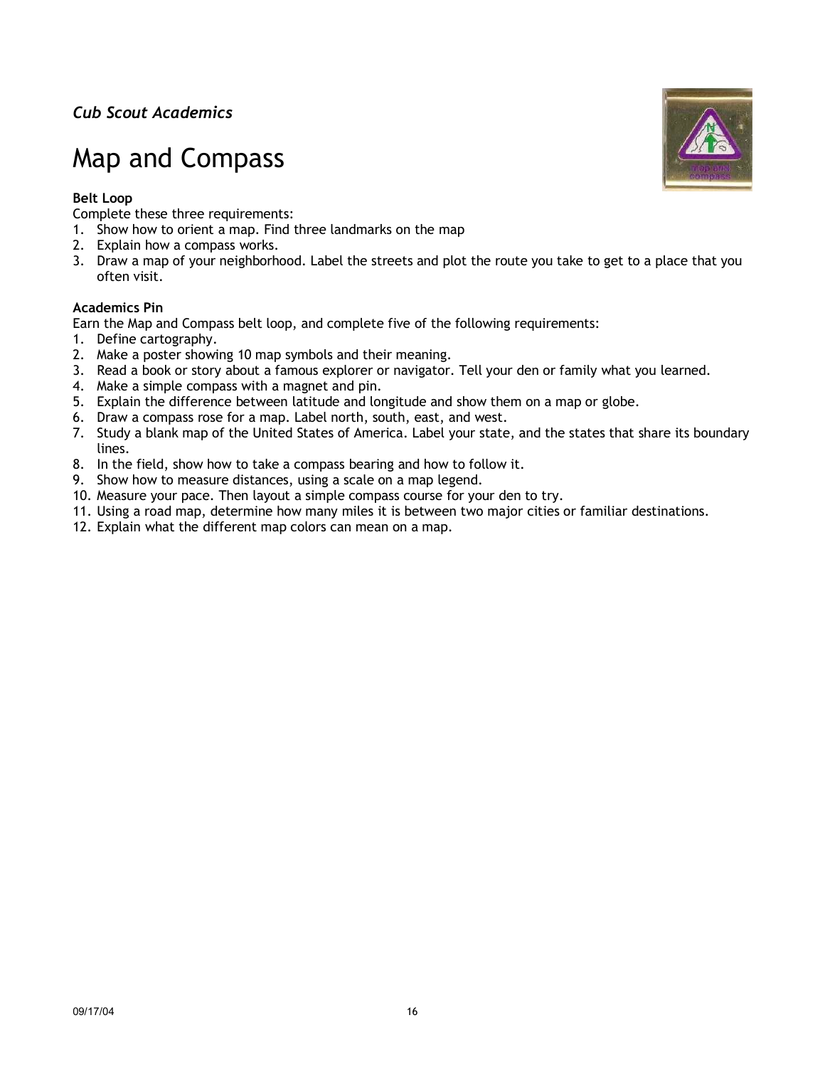*Cub Scout Academics*

# Map and Compass

**Belt Loop**

Complete these three requirements:

1. Show how to orient a map. Find three landmarks on the map
2. Explain how a compass works.
3. Draw a map of your neighborhood. Label the streets and plot the route you take to get to a place that you often visit.

**Academics Pin**

Earn the Map and Compass belt loop, and complete five of the following requirements:

1. Define cartography.
2. Make a poster showing 10 map symbols and their meaning.
3. Read a book or story about a famous explorer or navigator. Tell your den or family what you learned.
4. Make a simple compass with a magnet and pin.
5. Explain the difference between latitude and longitude and show them on a map or globe.
6. Draw a compass rose for a map. Label north, south, east, and west.
7. Study a blank map of the United States of America. Label your state, and the states that share its boundary lines.
8. In the field, show how to take a compass bearing and how to follow it.
9. Show how to measure distances, using a scale on a map legend.
10. Measure your pace. Then layout a simple compass course for your den to try.
11. Using a road map, determine how many miles it is between two major cities or familiar destinations.
12. Explain what the different map colors can mean on a map.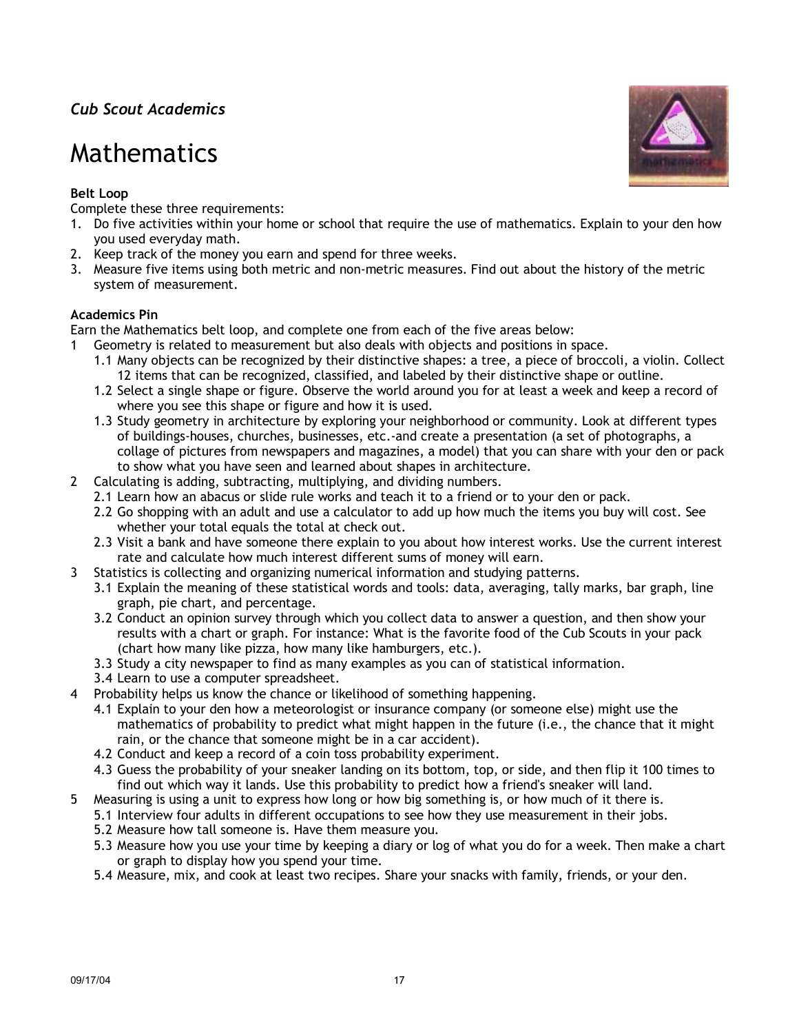*Cub Scout Academics*

# Mathematics

**Belt Loop**

Complete these three requirements:

1. Do five activities within your home or school that require the use of mathematics. Explain to your den how you used everyday math.
2. Keep track of the money you earn and spend for three weeks.
3. Measure five items using both metric and non-metric measures. Find out about the history of the metric system of measurement.

**Academics Pin**

Earn the Mathematics belt loop, and complete one from each of the five areas below:

1 Geometry is related to measurement but also deals with objects and positions in space.
   - 1.1 Many objects can be recognized by their distinctive shapes: a tree, a piece of broccoli, a violin. Collect 12 items that can be recognized, classified, and labeled by their distinctive shape or outline.
   - 1.2 Select a single shape or figure. Observe the world around you for at least a week and keep a record of where you see this shape or figure and how it is used.
   - 1.3 Study geometry in architecture by exploring your neighborhood or community. Look at different types of buildings-houses, churches, businesses, etc.-and create a presentation (a set of photographs, a collage of pictures from newspapers and magazines, a model) that you can share with your den or pack to show what you have seen and learned about shapes in architecture.

2 Calculating is adding, subtracting, multiplying, and dividing numbers.
   - 2.1 Learn how an abacus or slide rule works and teach it to a friend or to your den or pack.
   - 2.2 Go shopping with an adult and use a calculator to add up how much the items you buy will cost. See whether your total equals the total at check out.
   - 2.3 Visit a bank and have someone there explain to you about how interest works. Use the current interest rate and calculate how much interest different sums of money will earn.

3 Statistics is collecting and organizing numerical information and studying patterns.
   - 3.1 Explain the meaning of these statistical words and tools: data, averaging, tally marks, bar graph, line graph, pie chart, and percentage.
   - 3.2 Conduct an opinion survey through which you collect data to answer a question, and then show your results with a chart or graph. For instance: What is the favorite food of the Cub Scouts in your pack (chart how many like pizza, how many like hamburgers, etc.).
   - 3.3 Study a city newspaper to find as many examples as you can of statistical information.
   - 3.4 Learn to use a computer spreadsheet.

4 Probability helps us know the chance or likelihood of something happening.
   - 4.1 Explain to your den how a meteorologist or insurance company (or someone else) might use the mathematics of probability to predict what might happen in the future (i.e., the chance that it might rain, or the chance that someone might be in a car accident).
   - 4.2 Conduct and keep a record of a coin toss probability experiment.
   - 4.3 Guess the probability of your sneaker landing on its bottom, top, or side, and then flip it 100 times to find out which way it lands. Use this probability to predict how a friend's sneaker will land.

5 Measuring is using a unit to express how long or how big something is, or how much of it there is.
   - 5.1 Interview four adults in different occupations to see how they use measurement in their jobs.
   - 5.2 Measure how tall someone is. Have them measure you.
   - 5.3 Measure how you use your time by keeping a diary or log of what you do for a week. Then make a chart or graph to display how you spend your time.
   - 5.4 Measure, mix, and cook at least two recipes. Share your snacks with family, friends, or your den.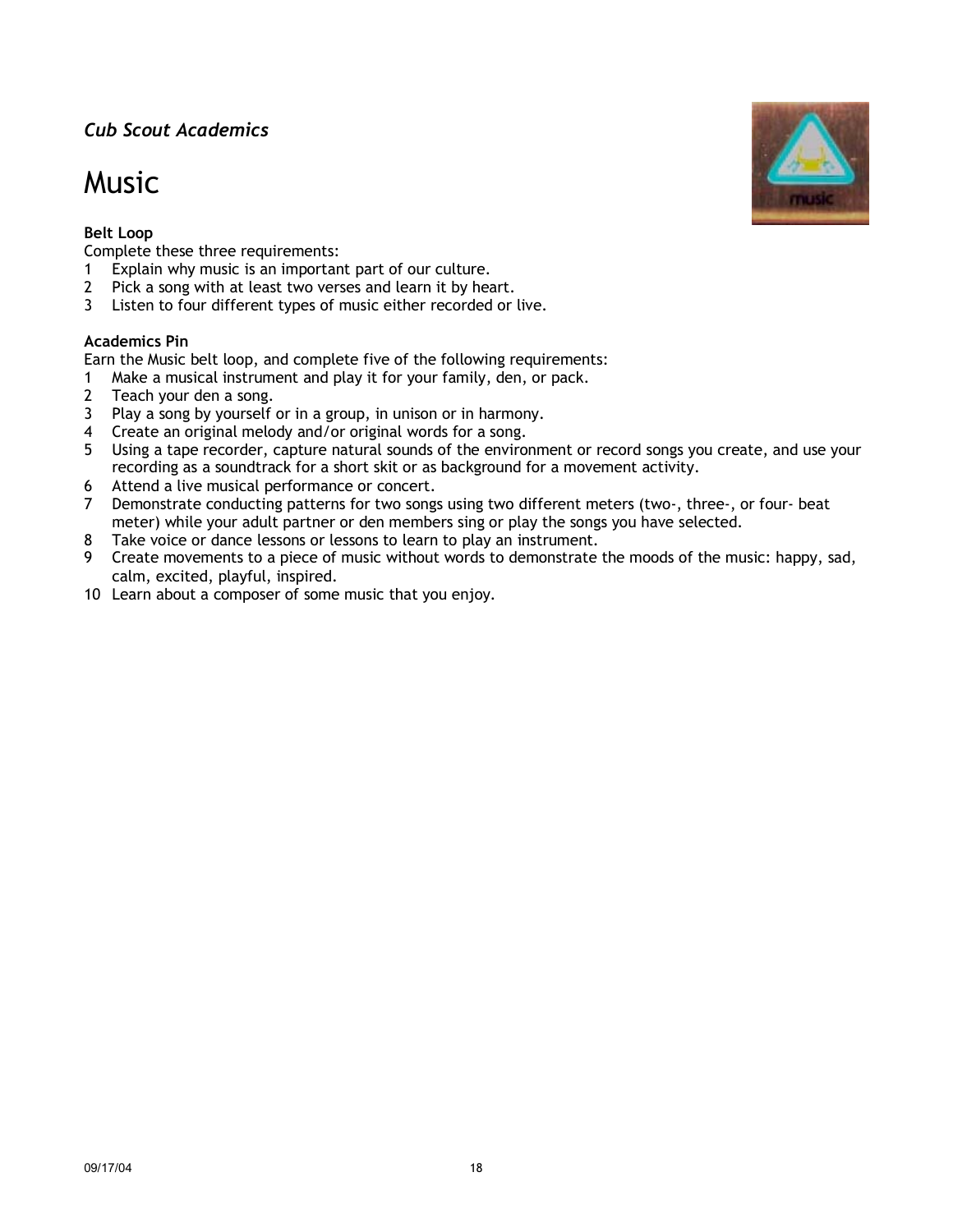*Cub Scout Academics*

# Music

**Belt Loop**

Complete these three requirements:

1. Explain why music is an important part of our culture.
2. Pick a song with at least two verses and learn it by heart.
3. Listen to four different types of music either recorded or live.

**Academics Pin**

Earn the Music belt loop, and complete five of the following requirements:

1. Make a musical instrument and play it for your family, den, or pack.
2. Teach your den a song.
3. Play a song by yourself or in a group, in unison or in harmony.
4. Create an original melody and/or original words for a song.
5. Using a tape recorder, capture natural sounds of the environment or record songs you create, and use your recording as a soundtrack for a short skit or as background for a movement activity.
6. Attend a live musical performance or concert.
7. Demonstrate conducting patterns for two songs using two different meters (two-, three-, or four- beat meter) while your adult partner or den members sing or play the songs you have selected.
8. Take voice or dance lessons or lessons to learn to play an instrument.
9. Create movements to a piece of music without words to demonstrate the moods of the music: happy, sad, calm, excited, playful, inspired.
10. Learn about a composer of some music that you enjoy.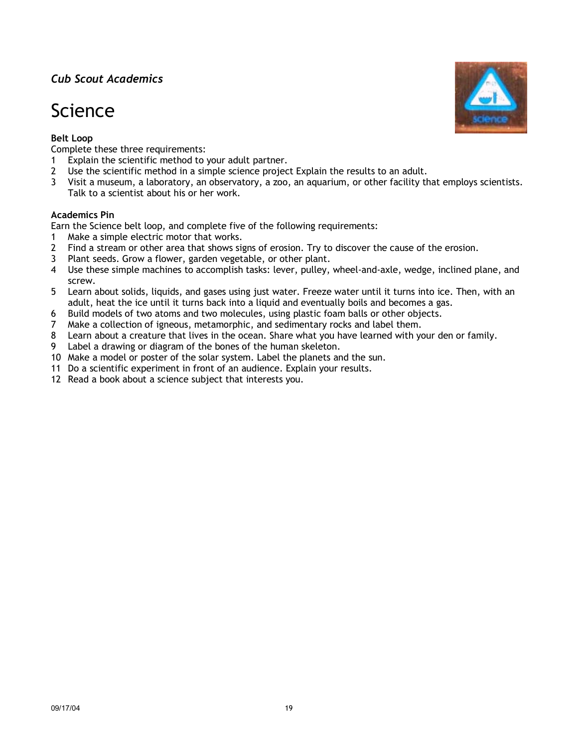*Cub Scout Academics*

# Science

**Belt Loop**

Complete these three requirements:

1. Explain the scientific method to your adult partner.
2. Use the scientific method in a simple science project Explain the results to an adult.
3. Visit a museum, a laboratory, an observatory, a zoo, an aquarium, or other facility that employs scientists. Talk to a scientist about his or her work.

**Academics Pin**

Earn the Science belt loop, and complete five of the following requirements:

1. Make a simple electric motor that works.
2. Find a stream or other area that shows signs of erosion. Try to discover the cause of the erosion.
3. Plant seeds. Grow a flower, garden vegetable, or other plant.
4. Use these simple machines to accomplish tasks: lever, pulley, wheel-and-axle, wedge, inclined plane, and screw.
5. Learn about solids, liquids, and gases using just water. Freeze water until it turns into ice. Then, with an adult, heat the ice until it turns back into a liquid and eventually boils and becomes a gas.
6. Build models of two atoms and two molecules, using plastic foam balls or other objects.
7. Make a collection of igneous, metamorphic, and sedimentary rocks and label them.
8. Learn about a creature that lives in the ocean. Share what you have learned with your den or family.
9. Label a drawing or diagram of the bones of the human skeleton.
10. Make a model or poster of the solar system. Label the planets and the sun.
11. Do a scientific experiment in front of an audience. Explain your results.
12. Read a book about a science subject that interests you.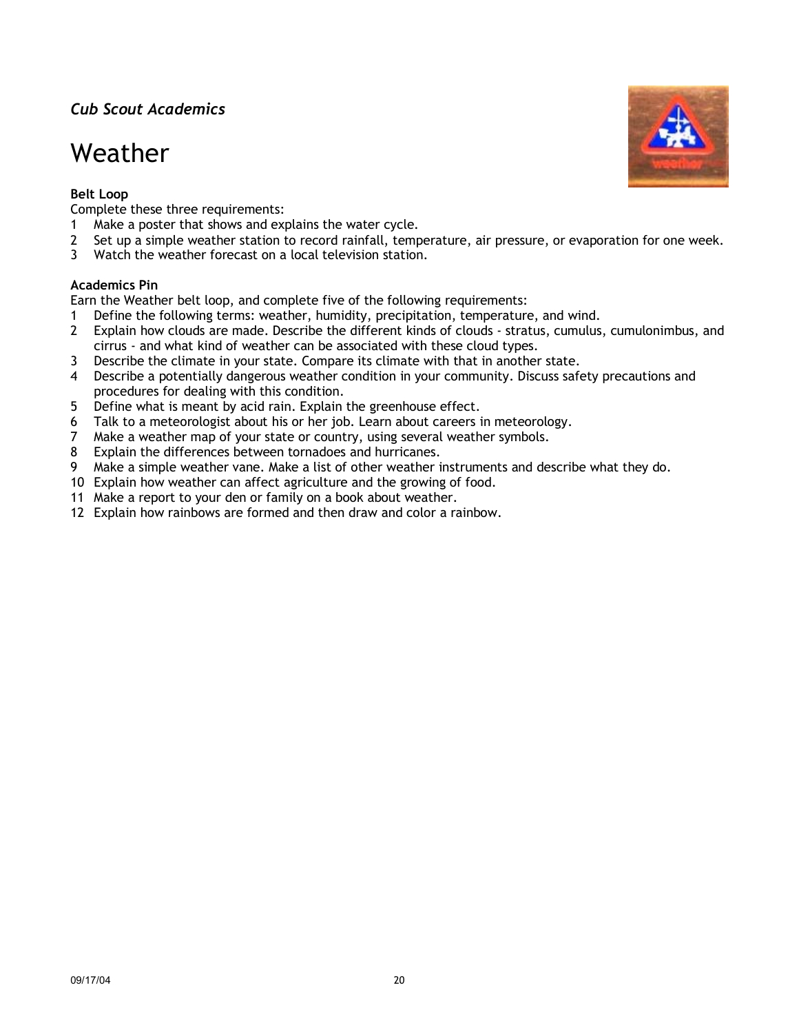*Cub Scout Academics*

# Weather

**Belt Loop**

Complete these three requirements:

1. Make a poster that shows and explains the water cycle.
2. Set up a simple weather station to record rainfall, temperature, air pressure, or evaporation for one week.
3. Watch the weather forecast on a local television station.

**Academics Pin**

Earn the Weather belt loop, and complete five of the following requirements:

1. Define the following terms: weather, humidity, precipitation, temperature, and wind.
2. Explain how clouds are made. Describe the different kinds of clouds - stratus, cumulus, cumulonimbus, and cirrus - and what kind of weather can be associated with these cloud types.
3. Describe the climate in your state. Compare its climate with that in another state.
4. Describe a potentially dangerous weather condition in your community. Discuss safety precautions and procedures for dealing with this condition.
5. Define what is meant by acid rain. Explain the greenhouse effect.
6. Talk to a meteorologist about his or her job. Learn about careers in meteorology.
7. Make a weather map of your state or country, using several weather symbols.
8. Explain the differences between tornadoes and hurricanes.
9. Make a simple weather vane. Make a list of other weather instruments and describe what they do.
10. Explain how weather can affect agriculture and the growing of food.
11. Make a report to your den or family on a book about weather.
12. Explain how rainbows are formed and then draw and color a rainbow.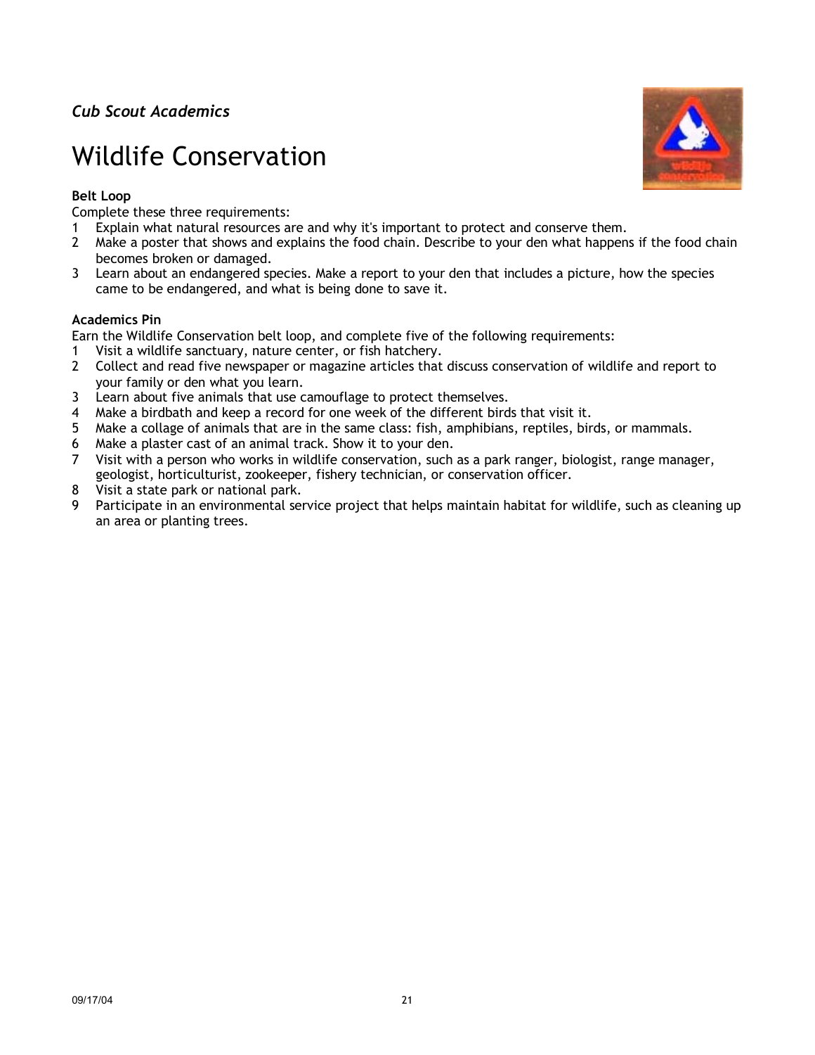*Cub Scout Academics*

# Wildlife Conservation

**Belt Loop**

Complete these three requirements:

1. Explain what natural resources are and why it's important to protect and conserve them.
2. Make a poster that shows and explains the food chain. Describe to your den what happens if the food chain becomes broken or damaged.
3. Learn about an endangered species. Make a report to your den that includes a picture, how the species came to be endangered, and what is being done to save it.

**Academics Pin**

Earn the Wildlife Conservation belt loop, and complete five of the following requirements:

1. Visit a wildlife sanctuary, nature center, or fish hatchery.
2. Collect and read five newspaper or magazine articles that discuss conservation of wildlife and report to your family or den what you learn.
3. Learn about five animals that use camouflage to protect themselves.
4. Make a birdbath and keep a record for one week of the different birds that visit it.
5. Make a collage of animals that are in the same class: fish, amphibians, reptiles, birds, or mammals.
6. Make a plaster cast of an animal track. Show it to your den.
7. Visit with a person who works in wildlife conservation, such as a park ranger, biologist, range manager, geologist, horticulturist, zookeeper, fishery technician, or conservation officer.
8. Visit a state park or national park.
9. Participate in an environmental service project that helps maintain habitat for wildlife, such as cleaning up an area or planting trees.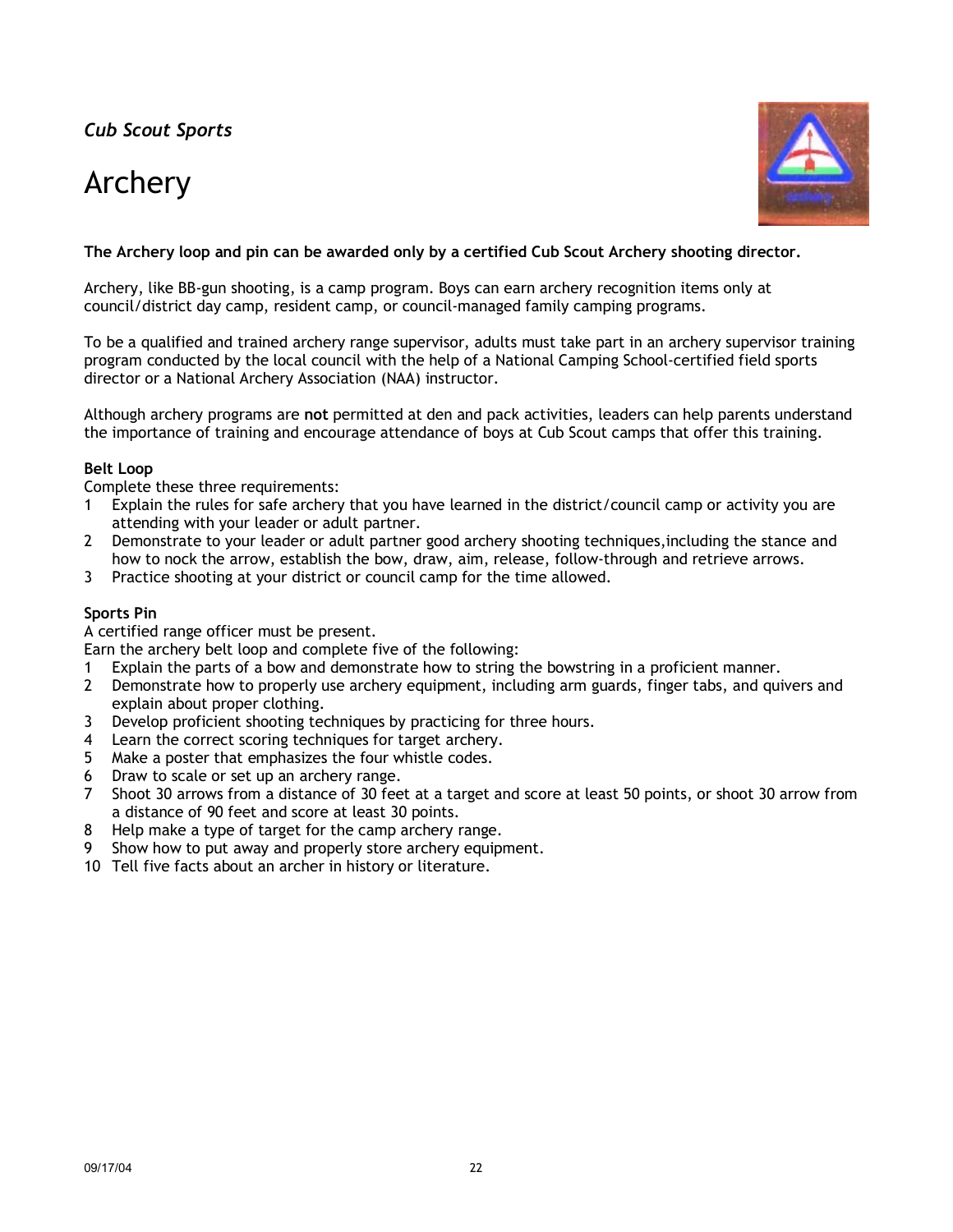*Cub Scout Sports*

# Archery

**The Archery loop and pin can be awarded only by a certified Cub Scout Archery shooting director.**

Archery, like BB-gun shooting, is a camp program. Boys can earn archery recognition items only at council/district day camp, resident camp, or council-managed family camping programs.

To be a qualified and trained archery range supervisor, adults must take part in an archery supervisor training program conducted by the local council with the help of a National Camping School-certified field sports director or a National Archery Association (NAA) instructor.

Although archery programs are **not** permitted at den and pack activities, leaders can help parents understand the importance of training and encourage attendance of boys at Cub Scout camps that offer this training.

**Belt Loop**

Complete these three requirements:

1. Explain the rules for safe archery that you have learned in the district/council camp or activity you are attending with your leader or adult partner.
2. Demonstrate to your leader or adult partner good archery shooting techniques,including the stance and how to nock the arrow, establish the bow, draw, aim, release, follow-through and retrieve arrows.
3. Practice shooting at your district or council camp for the time allowed.

**Sports Pin**

A certified range officer must be present.
Earn the archery belt loop and complete five of the following:

1. Explain the parts of a bow and demonstrate how to string the bowstring in a proficient manner.
2. Demonstrate how to properly use archery equipment, including arm guards, finger tabs, and quivers and explain about proper clothing.
3. Develop proficient shooting techniques by practicing for three hours.
4. Learn the correct scoring techniques for target archery.
5. Make a poster that emphasizes the four whistle codes.
6. Draw to scale or set up an archery range.
7. Shoot 30 arrows from a distance of 30 feet at a target and score at least 50 points, or shoot 30 arrow from a distance of 90 feet and score at least 30 points.
8. Help make a type of target for the camp archery range.
9. Show how to put away and properly store archery equipment.
10. Tell five facts about an archer in history or literature.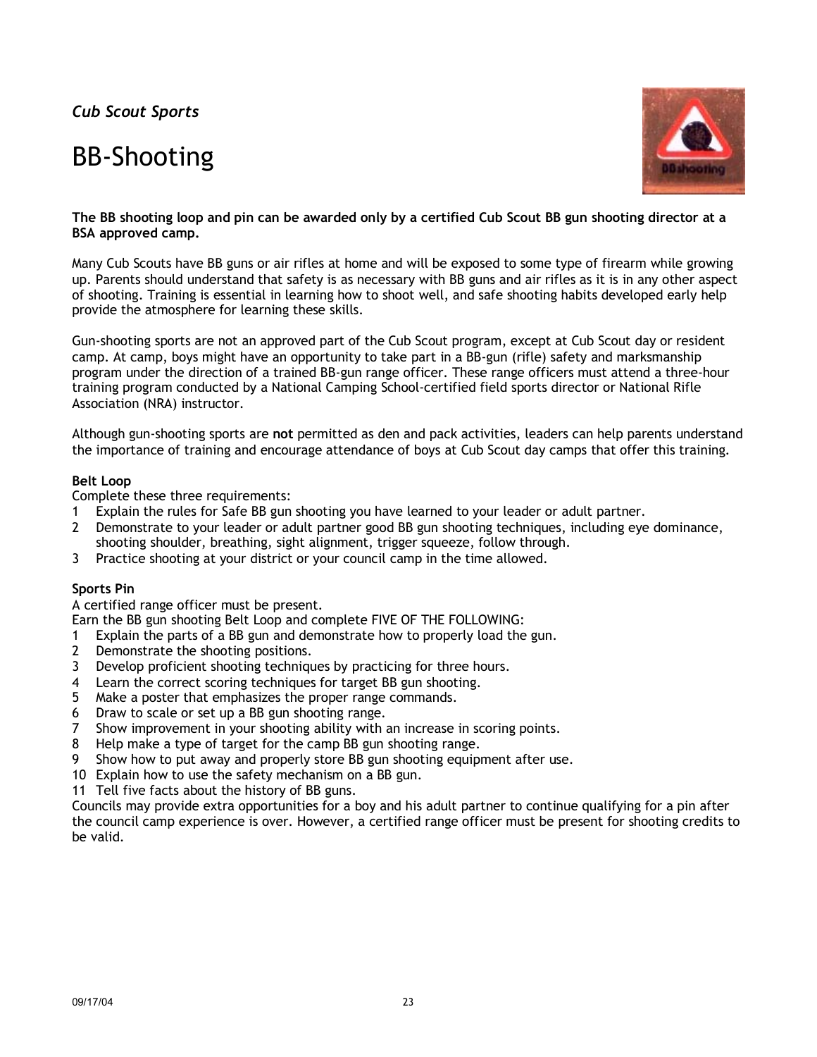*Cub Scout Sports*

# BB-Shooting

**The BB shooting loop and pin can be awarded only by a certified Cub Scout BB gun shooting director at a BSA approved camp.**

Many Cub Scouts have BB guns or air rifles at home and will be exposed to some type of firearm while growing up. Parents should understand that safety is as necessary with BB guns and air rifles as it is in any other aspect of shooting. Training is essential in learning how to shoot well, and safe shooting habits developed early help provide the atmosphere for learning these skills.

Gun-shooting sports are not an approved part of the Cub Scout program, except at Cub Scout day or resident camp. At camp, boys might have an opportunity to take part in a BB-gun (rifle) safety and marksmanship program under the direction of a trained BB-gun range officer. These range officers must attend a three-hour training program conducted by a National Camping School-certified field sports director or National Rifle Association (NRA) instructor.

Although gun-shooting sports are **not** permitted as den and pack activities, leaders can help parents understand the importance of training and encourage attendance of boys at Cub Scout day camps that offer this training.

**Belt Loop**

Complete these three requirements:

1. Explain the rules for Safe BB gun shooting you have learned to your leader or adult partner.
2. Demonstrate to your leader or adult partner good BB gun shooting techniques, including eye dominance, shooting shoulder, breathing, sight alignment, trigger squeeze, follow through.
3. Practice shooting at your district or your council camp in the time allowed.

**Sports Pin**

A certified range officer must be present.

Earn the BB gun shooting Belt Loop and complete FIVE OF THE FOLLOWING:

1. Explain the parts of a BB gun and demonstrate how to properly load the gun.
2. Demonstrate the shooting positions.
3. Develop proficient shooting techniques by practicing for three hours.
4. Learn the correct scoring techniques for target BB gun shooting.
5. Make a poster that emphasizes the proper range commands.
6. Draw to scale or set up a BB gun shooting range.
7. Show improvement in your shooting ability with an increase in scoring points.
8. Help make a type of target for the camp BB gun shooting range.
9. Show how to put away and properly store BB gun shooting equipment after use.
10. Explain how to use the safety mechanism on a BB gun.
11. Tell five facts about the history of BB guns.

Councils may provide extra opportunities for a boy and his adult partner to continue qualifying for a pin after the council camp experience is over. However, a certified range officer must be present for shooting credits to be valid.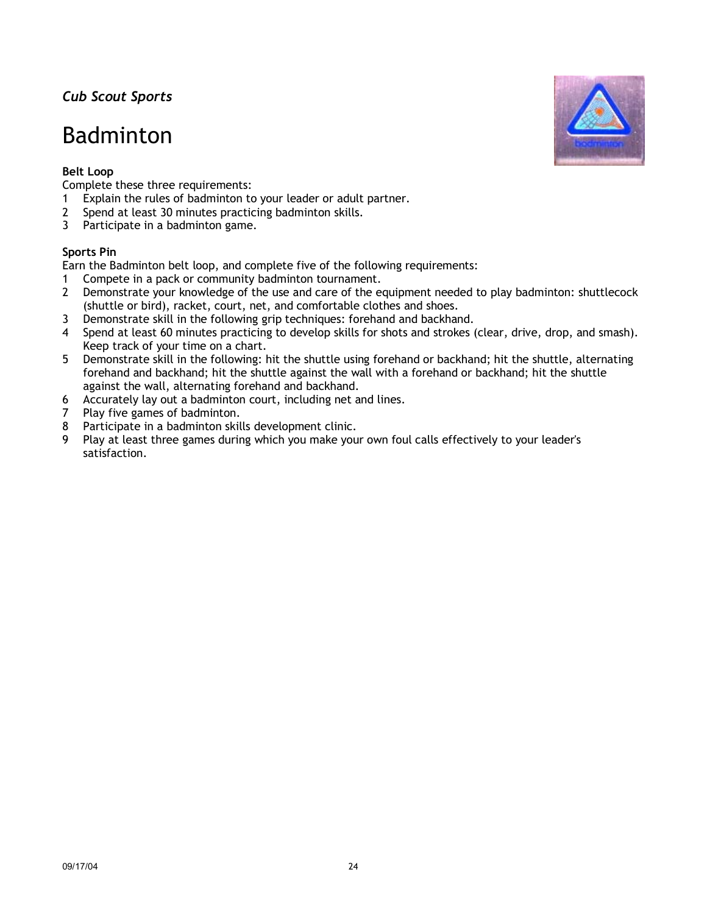*Cub Scout Sports*

# Badminton

**Belt Loop**

Complete these three requirements:

1. Explain the rules of badminton to your leader or adult partner.
2. Spend at least 30 minutes practicing badminton skills.
3. Participate in a badminton game.

**Sports Pin**

Earn the Badminton belt loop, and complete five of the following requirements:

1. Compete in a pack or community badminton tournament.
2. Demonstrate your knowledge of the use and care of the equipment needed to play badminton: shuttlecock (shuttle or bird), racket, court, net, and comfortable clothes and shoes.
3. Demonstrate skill in the following grip techniques: forehand and backhand.
4. Spend at least 60 minutes practicing to develop skills for shots and strokes (clear, drive, drop, and smash). Keep track of your time on a chart.
5. Demonstrate skill in the following: hit the shuttle using forehand or backhand; hit the shuttle, alternating forehand and backhand; hit the shuttle against the wall with a forehand or backhand; hit the shuttle against the wall, alternating forehand and backhand.
6. Accurately lay out a badminton court, including net and lines.
7. Play five games of badminton.
8. Participate in a badminton skills development clinic.
9. Play at least three games during which you make your own foul calls effectively to your leader's satisfaction.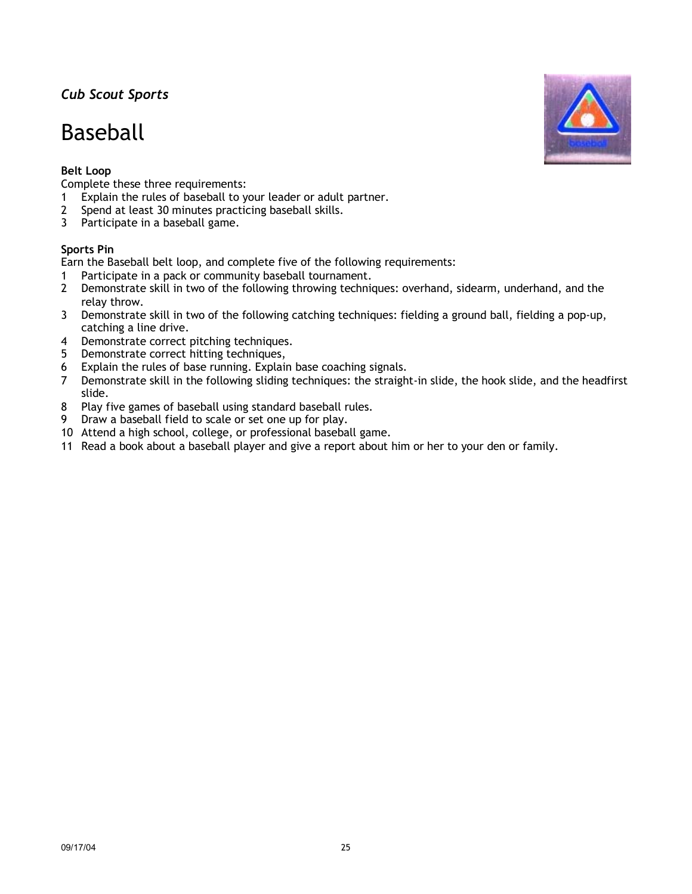*Cub Scout Sports*

# Baseball

**Belt Loop**

Complete these three requirements:

1. Explain the rules of baseball to your leader or adult partner.
2. Spend at least 30 minutes practicing baseball skills.
3. Participate in a baseball game.

**Sports Pin**

Earn the Baseball belt loop, and complete five of the following requirements:

1. Participate in a pack or community baseball tournament.
2. Demonstrate skill in two of the following throwing techniques: overhand, sidearm, underhand, and the relay throw.
3. Demonstrate skill in two of the following catching techniques: fielding a ground ball, fielding a pop-up, catching a line drive.
4. Demonstrate correct pitching techniques.
5. Demonstrate correct hitting techniques,
6. Explain the rules of base running. Explain base coaching signals.
7. Demonstrate skill in the following sliding techniques: the straight-in slide, the hook slide, and the headfirst slide.
8. Play five games of baseball using standard baseball rules.
9. Draw a baseball field to scale or set one up for play.
10. Attend a high school, college, or professional baseball game.
11. Read a book about a baseball player and give a report about him or her to your den or family.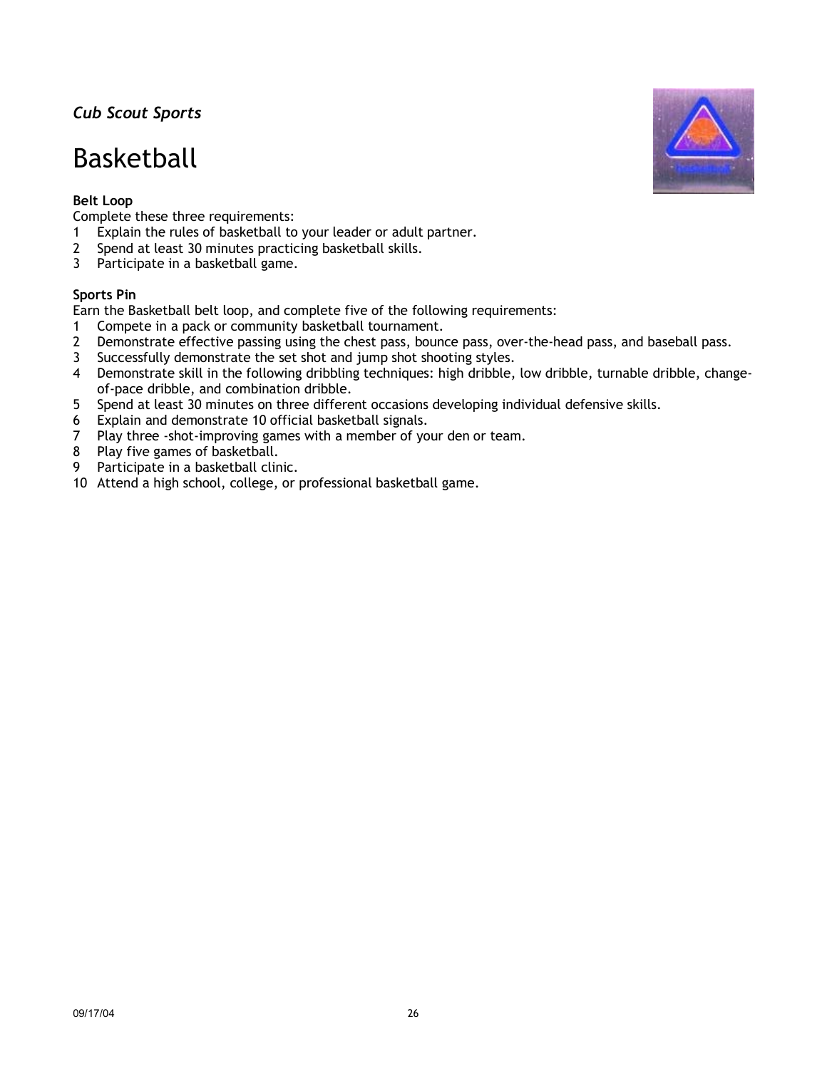*Cub Scout Sports*

# Basketball

**Belt Loop**

Complete these three requirements:

1. Explain the rules of basketball to your leader or adult partner.
2. Spend at least 30 minutes practicing basketball skills.
3. Participate in a basketball game.

**Sports Pin**

Earn the Basketball belt loop, and complete five of the following requirements:

1. Compete in a pack or community basketball tournament.
2. Demonstrate effective passing using the chest pass, bounce pass, over-the-head pass, and baseball pass.
3. Successfully demonstrate the set shot and jump shot shooting styles.
4. Demonstrate skill in the following dribbling techniques: high dribble, low dribble, turnable dribble, change-of-pace dribble, and combination dribble.
5. Spend at least 30 minutes on three different occasions developing individual defensive skills.
6. Explain and demonstrate 10 official basketball signals.
7. Play three -shot-improving games with a member of your den or team.
8. Play five games of basketball.
9. Participate in a basketball clinic.
10. Attend a high school, college, or professional basketball game.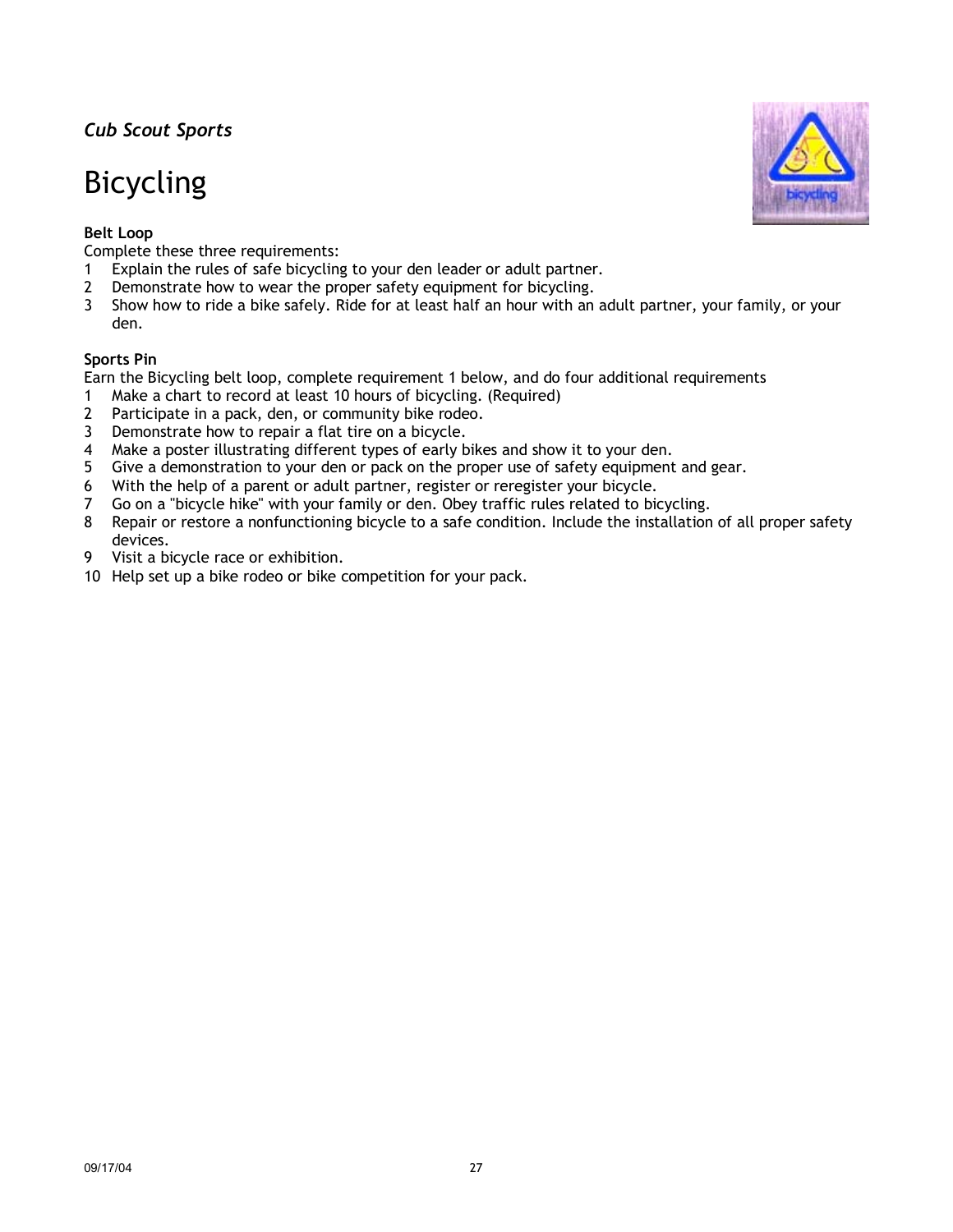*Cub Scout Sports*

# Bicycling

**Belt Loop**

Complete these three requirements:

1. Explain the rules of safe bicycling to your den leader or adult partner.
2. Demonstrate how to wear the proper safety equipment for bicycling.
3. Show how to ride a bike safely. Ride for at least half an hour with an adult partner, your family, or your den.

**Sports Pin**

Earn the Bicycling belt loop, complete requirement 1 below, and do four additional requirements

1. Make a chart to record at least 10 hours of bicycling. (Required)
2. Participate in a pack, den, or community bike rodeo.
3. Demonstrate how to repair a flat tire on a bicycle.
4. Make a poster illustrating different types of early bikes and show it to your den.
5. Give a demonstration to your den or pack on the proper use of safety equipment and gear.
6. With the help of a parent or adult partner, register or reregister your bicycle.
7. Go on a "bicycle hike" with your family or den. Obey traffic rules related to bicycling.
8. Repair or restore a nonfunctioning bicycle to a safe condition. Include the installation of all proper safety devices.
9. Visit a bicycle race or exhibition.
10. Help set up a bike rodeo or bike competition for your pack.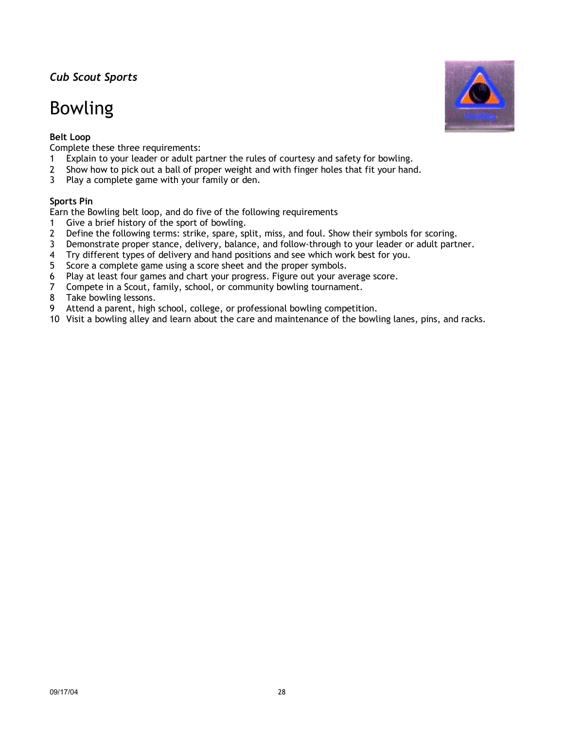*Cub Scout Sports*

# Bowling

**Belt Loop**

Complete these three requirements:

1. Explain to your leader or adult partner the rules of courtesy and safety for bowling.
2. Show how to pick out a ball of proper weight and with finger holes that fit your hand.
3. Play a complete game with your family or den.

**Sports Pin**

Earn the Bowling belt loop, and do five of the following requirements

1. Give a brief history of the sport of bowling.
2. Define the following terms: strike, spare, split, miss, and foul. Show their symbols for scoring.
3. Demonstrate proper stance, delivery, balance, and follow-through to your leader or adult partner.
4. Try different types of delivery and hand positions and see which work best for you.
5. Score a complete game using a score sheet and the proper symbols.
6. Play at least four games and chart your progress. Figure out your average score.
7. Compete in a Scout, family, school, or community bowling tournament.
8. Take bowling lessons.
9. Attend a parent, high school, college, or professional bowling competition.
10. Visit a bowling alley and learn about the care and maintenance of the bowling lanes, pins, and racks.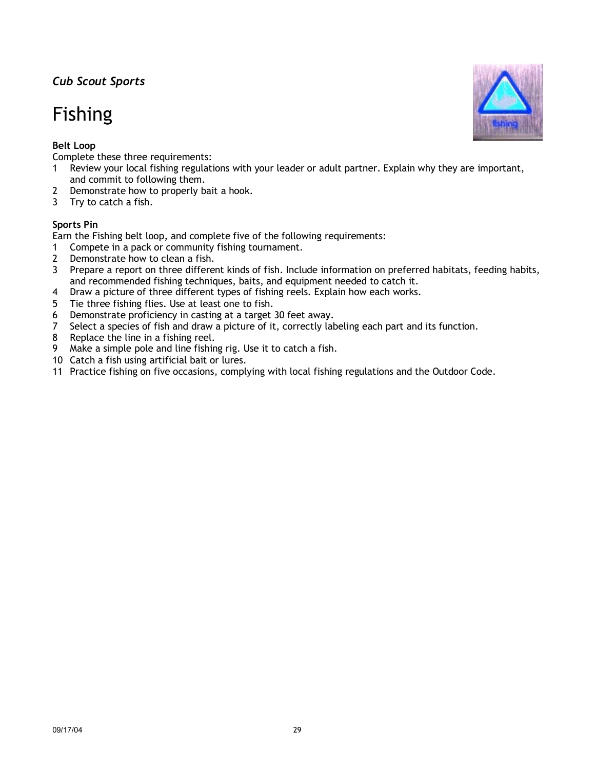*Cub Scout Sports*

# Fishing

**Belt Loop**

Complete these three requirements:

1. Review your local fishing regulations with your leader or adult partner. Explain why they are important, and commit to following them.
2. Demonstrate how to properly bait a hook.
3. Try to catch a fish.

**Sports Pin**

Earn the Fishing belt loop, and complete five of the following requirements:

1. Compete in a pack or community fishing tournament.
2. Demonstrate how to clean a fish.
3. Prepare a report on three different kinds of fish. Include information on preferred habitats, feeding habits, and recommended fishing techniques, baits, and equipment needed to catch it.
4. Draw a picture of three different types of fishing reels. Explain how each works.
5. Tie three fishing flies. Use at least one to fish.
6. Demonstrate proficiency in casting at a target 30 feet away.
7. Select a species of fish and draw a picture of it, correctly labeling each part and its function.
8. Replace the line in a fishing reel.
9. Make a simple pole and line fishing rig. Use it to catch a fish.
10. Catch a fish using artificial bait or lures.
11. Practice fishing on five occasions, complying with local fishing regulations and the Outdoor Code.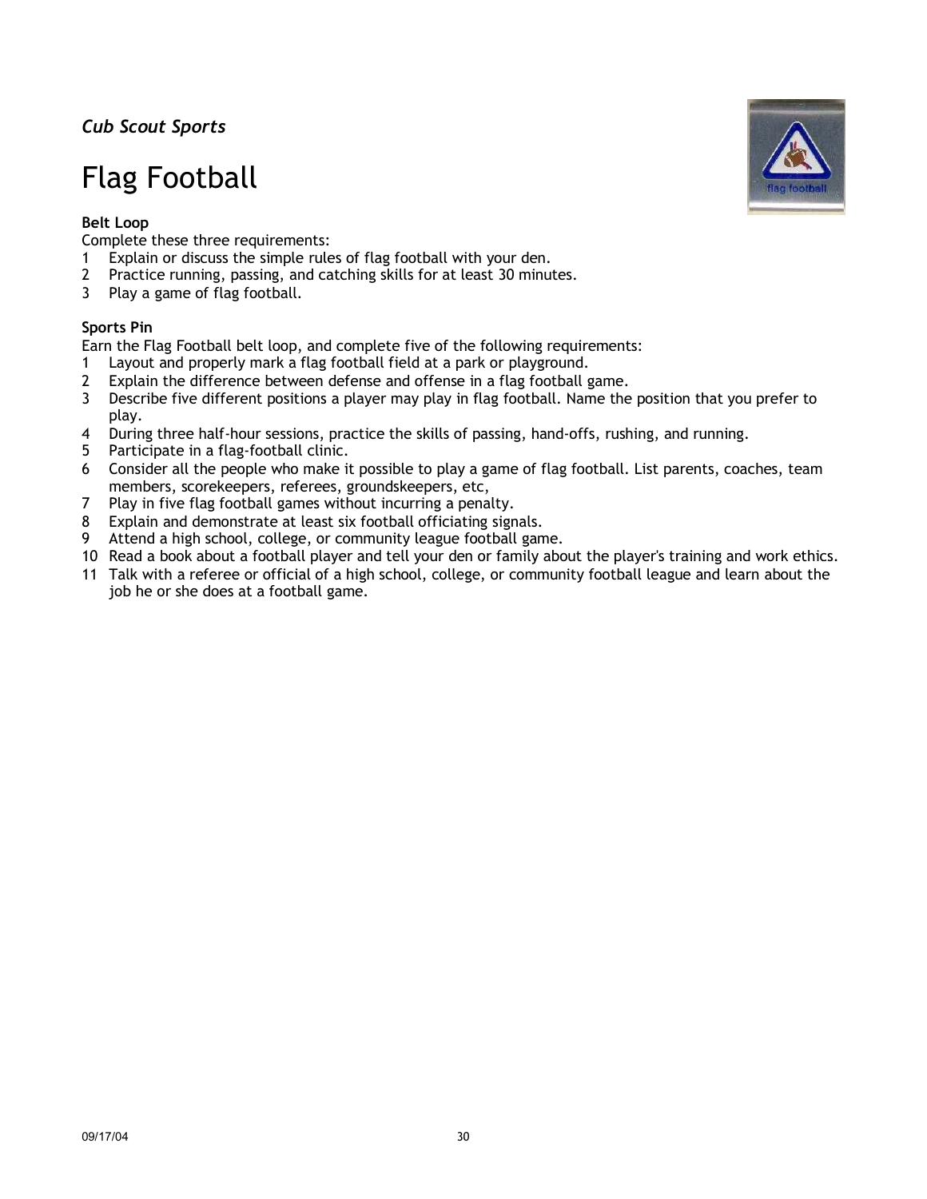*Cub Scout Sports*

# Flag Football

**Belt Loop**

Complete these three requirements:

1. Explain or discuss the simple rules of flag football with your den.
2. Practice running, passing, and catching skills for at least 30 minutes.
3. Play a game of flag football.

**Sports Pin**

Earn the Flag Football belt loop, and complete five of the following requirements:

1. Layout and properly mark a flag football field at a park or playground.
2. Explain the difference between defense and offense in a flag football game.
3. Describe five different positions a player may play in flag football. Name the position that you prefer to play.
4. During three half-hour sessions, practice the skills of passing, hand-offs, rushing, and running.
5. Participate in a flag-football clinic.
6. Consider all the people who make it possible to play a game of flag football. List parents, coaches, team members, scorekeepers, referees, groundskeepers, etc,
7. Play in five flag football games without incurring a penalty.
8. Explain and demonstrate at least six football officiating signals.
9. Attend a high school, college, or community league football game.
10. Read a book about a football player and tell your den or family about the player's training and work ethics.
11. Talk with a referee or official of a high school, college, or community football league and learn about the job he or she does at a football game.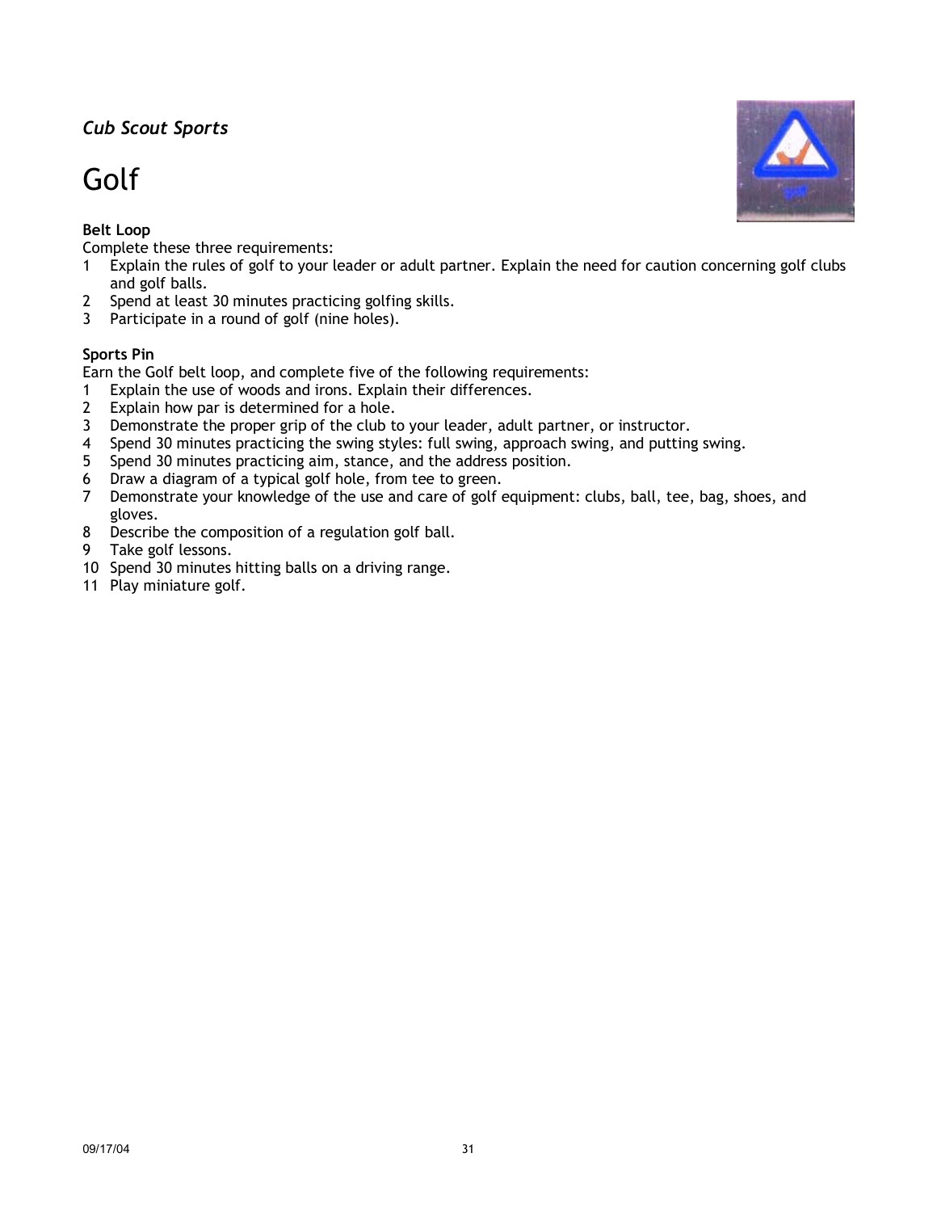*Cub Scout Sports*

# Golf

**Belt Loop**

Complete these three requirements:

1. Explain the rules of golf to your leader or adult partner. Explain the need for caution concerning golf clubs and golf balls.
2. Spend at least 30 minutes practicing golfing skills.
3. Participate in a round of golf (nine holes).

**Sports Pin**

Earn the Golf belt loop, and complete five of the following requirements:

1. Explain the use of woods and irons. Explain their differences.
2. Explain how par is determined for a hole.
3. Demonstrate the proper grip of the club to your leader, adult partner, or instructor.
4. Spend 30 minutes practicing the swing styles: full swing, approach swing, and putting swing.
5. Spend 30 minutes practicing aim, stance, and the address position.
6. Draw a diagram of a typical golf hole, from tee to green.
7. Demonstrate your knowledge of the use and care of golf equipment: clubs, ball, tee, bag, shoes, and gloves.
8. Describe the composition of a regulation golf ball.
9. Take golf lessons.
10. Spend 30 minutes hitting balls on a driving range.
11. Play miniature golf.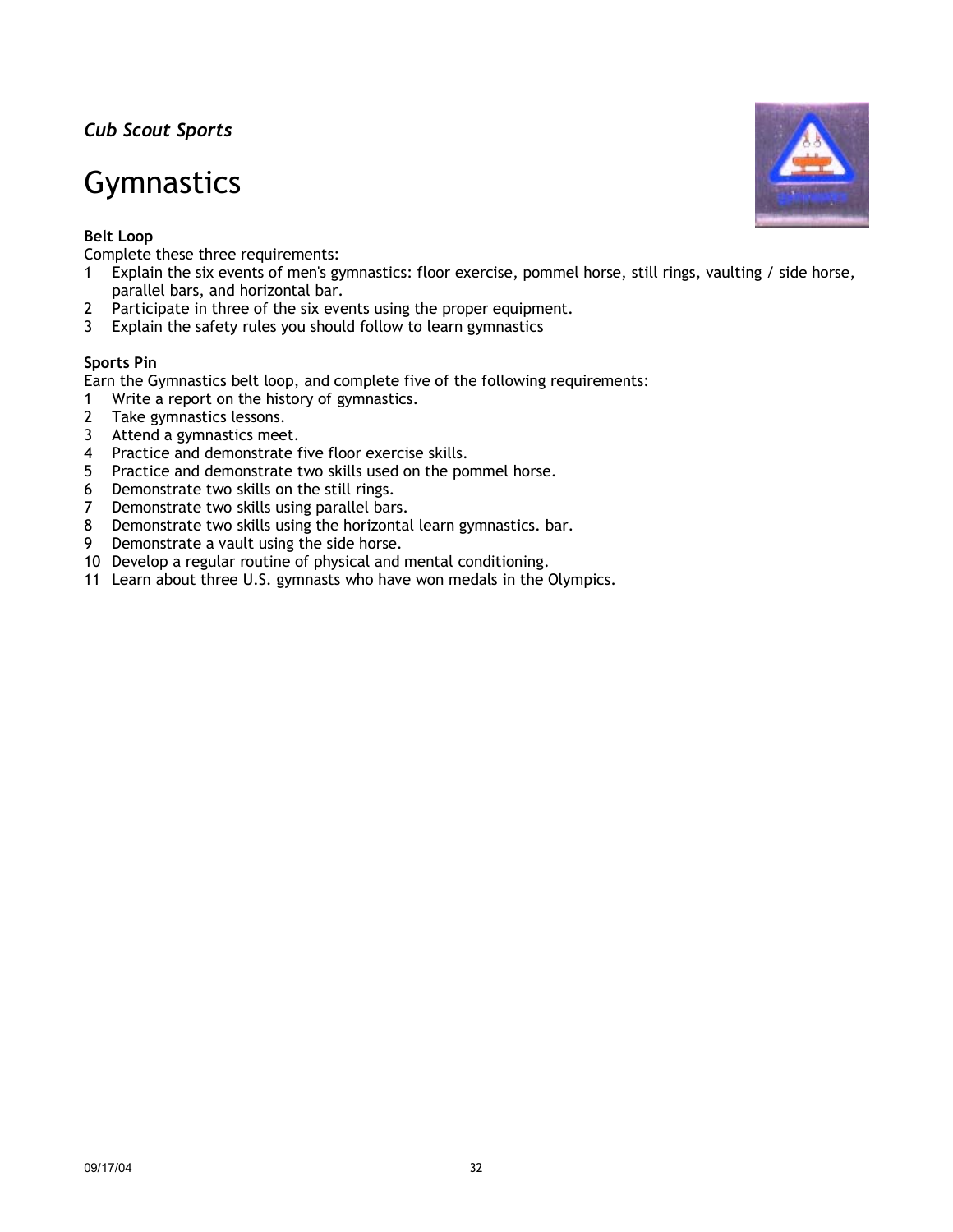*Cub Scout Sports*

# Gymnastics

**Belt Loop**

Complete these three requirements:

1. Explain the six events of men's gymnastics: floor exercise, pommel horse, still rings, vaulting / side horse, parallel bars, and horizontal bar.
2. Participate in three of the six events using the proper equipment.
3. Explain the safety rules you should follow to learn gymnastics

**Sports Pin**

Earn the Gymnastics belt loop, and complete five of the following requirements:

1. Write a report on the history of gymnastics.
2. Take gymnastics lessons.
3. Attend a gymnastics meet.
4. Practice and demonstrate five floor exercise skills.
5. Practice and demonstrate two skills used on the pommel horse.
6. Demonstrate two skills on the still rings.
7. Demonstrate two skills using parallel bars.
8. Demonstrate two skills using the horizontal learn gymnastics. bar.
9. Demonstrate a vault using the side horse.
10. Develop a regular routine of physical and mental conditioning.
11. Learn about three U.S. gymnasts who have won medals in the Olympics.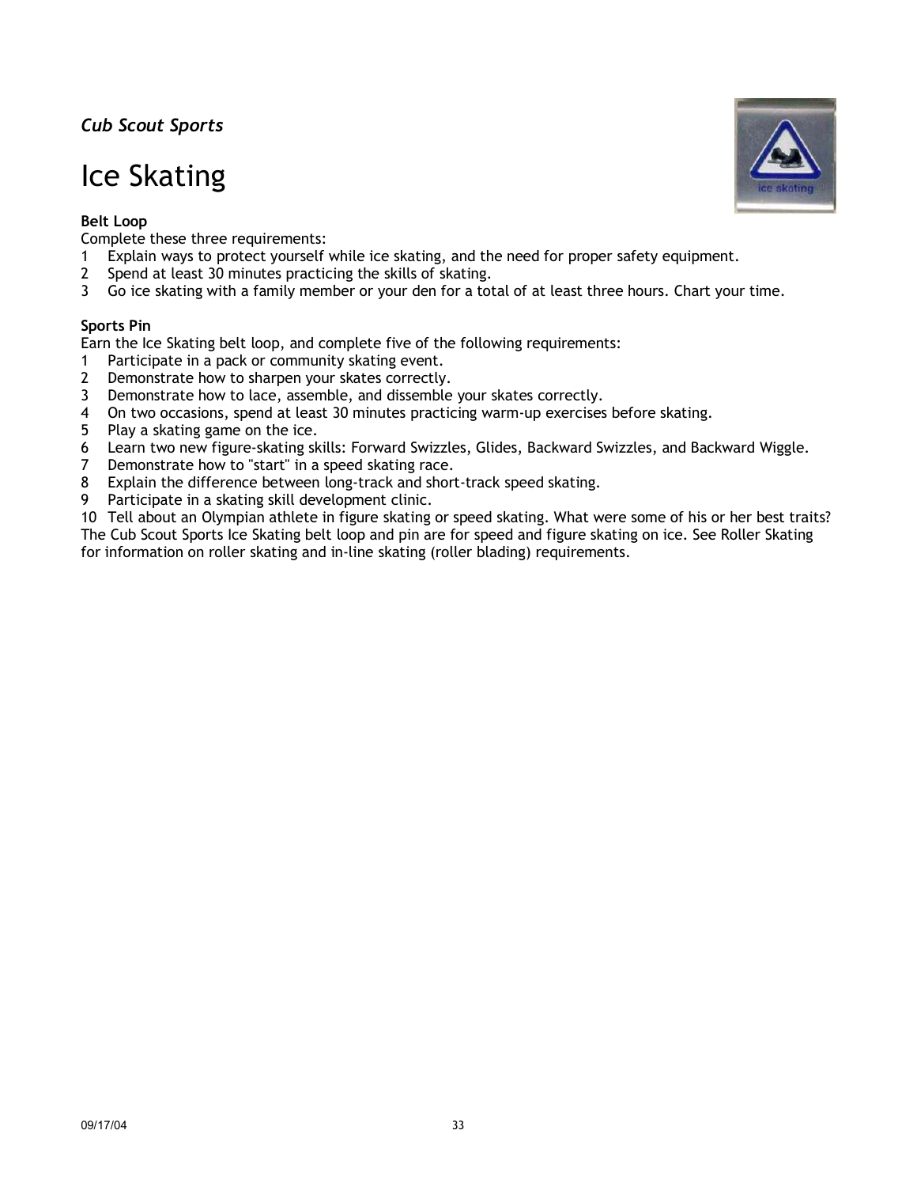*Cub Scout Sports*

# Ice Skating

**Belt Loop**

Complete these three requirements:

1. Explain ways to protect yourself while ice skating, and the need for proper safety equipment.
2. Spend at least 30 minutes practicing the skills of skating.
3. Go ice skating with a family member or your den for a total of at least three hours. Chart your time.

**Sports Pin**

Earn the Ice Skating belt loop, and complete five of the following requirements:

1. Participate in a pack or community skating event.
2. Demonstrate how to sharpen your skates correctly.
3. Demonstrate how to lace, assemble, and dissemble your skates correctly.
4. On two occasions, spend at least 30 minutes practicing warm-up exercises before skating.
5. Play a skating game on the ice.
6. Learn two new figure-skating skills: Forward Swizzles, Glides, Backward Swizzles, and Backward Wiggle.
7. Demonstrate how to "start" in a speed skating race.
8. Explain the difference between long-track and short-track speed skating.
9. Participate in a skating skill development clinic.
10. Tell about an Olympian athlete in figure skating or speed skating. What were some of his or her best traits?

The Cub Scout Sports Ice Skating belt loop and pin are for speed and figure skating on ice. See Roller Skating for information on roller skating and in-line skating (roller blading) requirements.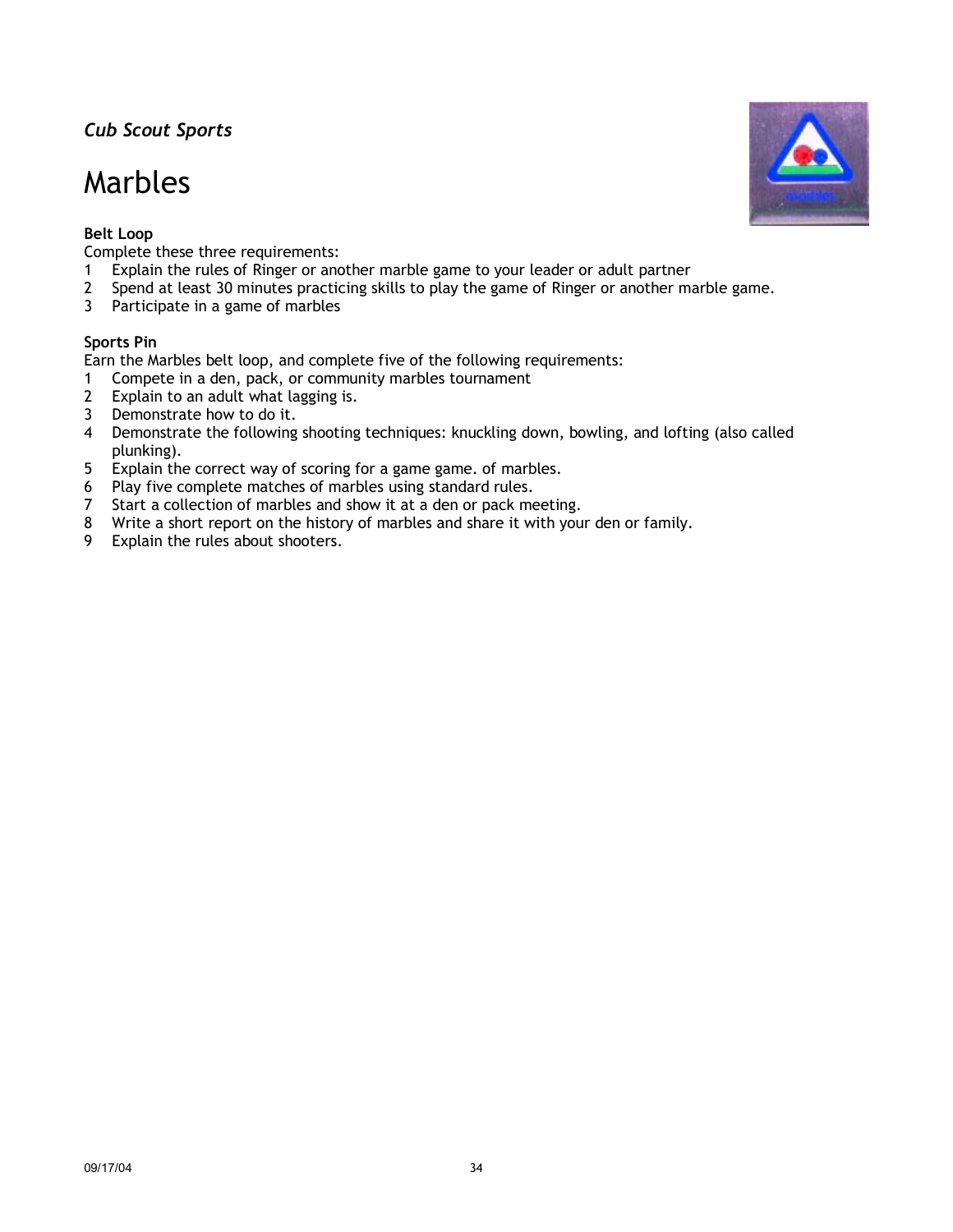*Cub Scout Sports*

# Marbles

**Belt Loop**

Complete these three requirements:

1. Explain the rules of Ringer or another marble game to your leader or adult partner
2. Spend at least 30 minutes practicing skills to play the game of Ringer or another marble game.
3. Participate in a game of marbles

**Sports Pin**

Earn the Marbles belt loop, and complete five of the following requirements:

1. Compete in a den, pack, or community marbles tournament
2. Explain to an adult what lagging is.
3. Demonstrate how to do it.
4. Demonstrate the following shooting techniques: knuckling down, bowling, and lofting (also called plunking).
5. Explain the correct way of scoring for a game game. of marbles.
6. Play five complete matches of marbles using standard rules.
7. Start a collection of marbles and show it at a den or pack meeting.
8. Write a short report on the history of marbles and share it with your den or family.
9. Explain the rules about shooters.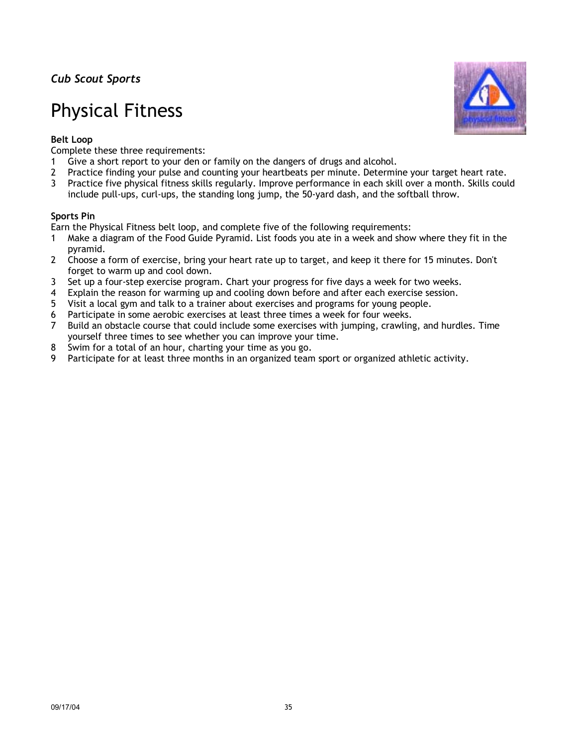*Cub Scout Sports*

# Physical Fitness

**Belt Loop**

Complete these three requirements:

1. Give a short report to your den or family on the dangers of drugs and alcohol.
2. Practice finding your pulse and counting your heartbeats per minute. Determine your target heart rate.
3. Practice five physical fitness skills regularly. Improve performance in each skill over a month. Skills could include pull-ups, curl-ups, the standing long jump, the 50-yard dash, and the softball throw.

**Sports Pin**

Earn the Physical Fitness belt loop, and complete five of the following requirements:

1. Make a diagram of the Food Guide Pyramid. List foods you ate in a week and show where they fit in the pyramid.
2. Choose a form of exercise, bring your heart rate up to target, and keep it there for 15 minutes. Don't forget to warm up and cool down.
3. Set up a four-step exercise program. Chart your progress for five days a week for two weeks.
4. Explain the reason for warming up and cooling down before and after each exercise session.
5. Visit a local gym and talk to a trainer about exercises and programs for young people.
6. Participate in some aerobic exercises at least three times a week for four weeks.
7. Build an obstacle course that could include some exercises with jumping, crawling, and hurdles. Time yourself three times to see whether you can improve your time.
8. Swim for a total of an hour, charting your time as you go.
9. Participate for at least three months in an organized team sport or organized athletic activity.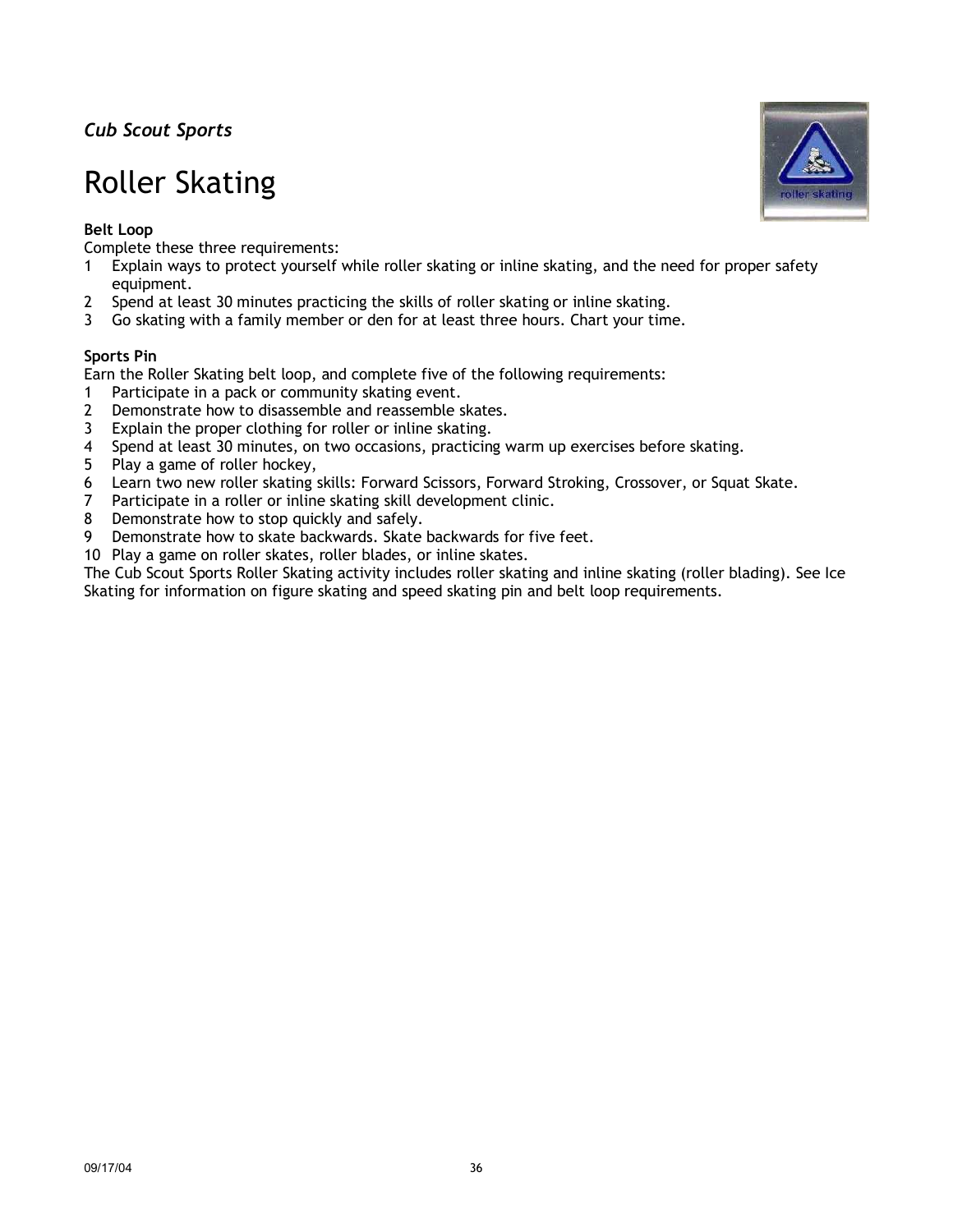*Cub Scout Sports*

# Roller Skating

**Belt Loop**

Complete these three requirements:

1. Explain ways to protect yourself while roller skating or inline skating, and the need for proper safety equipment.
2. Spend at least 30 minutes practicing the skills of roller skating or inline skating.
3. Go skating with a family member or den for at least three hours. Chart your time.

**Sports Pin**

Earn the Roller Skating belt loop, and complete five of the following requirements:

1. Participate in a pack or community skating event.
2. Demonstrate how to disassemble and reassemble skates.
3. Explain the proper clothing for roller or inline skating.
4. Spend at least 30 minutes, on two occasions, practicing warm up exercises before skating.
5. Play a game of roller hockey,
6. Learn two new roller skating skills: Forward Scissors, Forward Stroking, Crossover, or Squat Skate.
7. Participate in a roller or inline skating skill development clinic.
8. Demonstrate how to stop quickly and safely.
9. Demonstrate how to skate backwards. Skate backwards for five feet.
10. Play a game on roller skates, roller blades, or inline skates.

The Cub Scout Sports Roller Skating activity includes roller skating and inline skating (roller blading). See Ice Skating for information on figure skating and speed skating pin and belt loop requirements.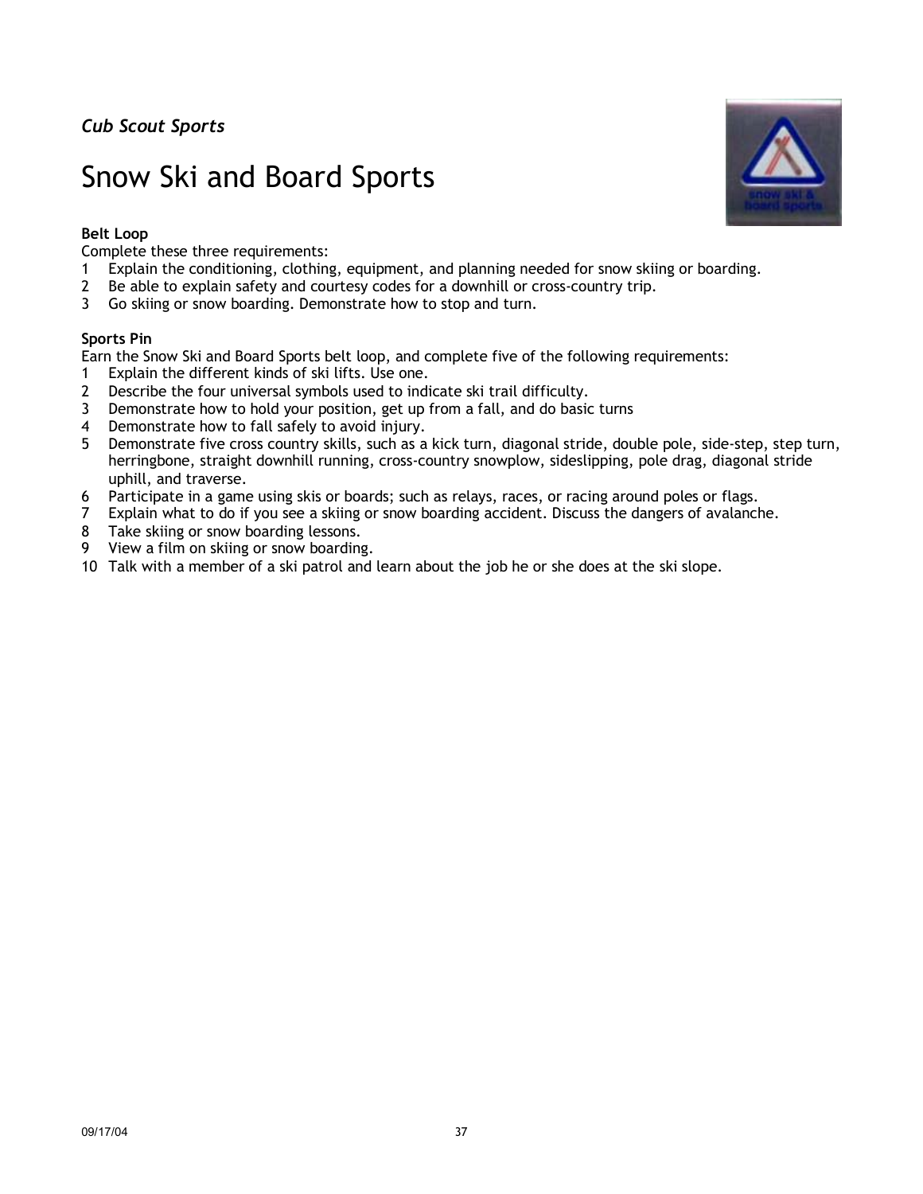*Cub Scout Sports*

# Snow Ski and Board Sports

**Belt Loop**

Complete these three requirements:

1. Explain the conditioning, clothing, equipment, and planning needed for snow skiing or boarding.
2. Be able to explain safety and courtesy codes for a downhill or cross-country trip.
3. Go skiing or snow boarding. Demonstrate how to stop and turn.

**Sports Pin**

Earn the Snow Ski and Board Sports belt loop, and complete five of the following requirements:

1. Explain the different kinds of ski lifts. Use one.
2. Describe the four universal symbols used to indicate ski trail difficulty.
3. Demonstrate how to hold your position, get up from a fall, and do basic turns
4. Demonstrate how to fall safely to avoid injury.
5. Demonstrate five cross country skills, such as a kick turn, diagonal stride, double pole, side-step, step turn, herringbone, straight downhill running, cross-country snowplow, sideslipping, pole drag, diagonal stride uphill, and traverse.
6. Participate in a game using skis or boards; such as relays, races, or racing around poles or flags.
7. Explain what to do if you see a skiing or snow boarding accident. Discuss the dangers of avalanche.
8. Take skiing or snow boarding lessons.
9. View a film on skiing or snow boarding.
10. Talk with a member of a ski patrol and learn about the job he or she does at the ski slope.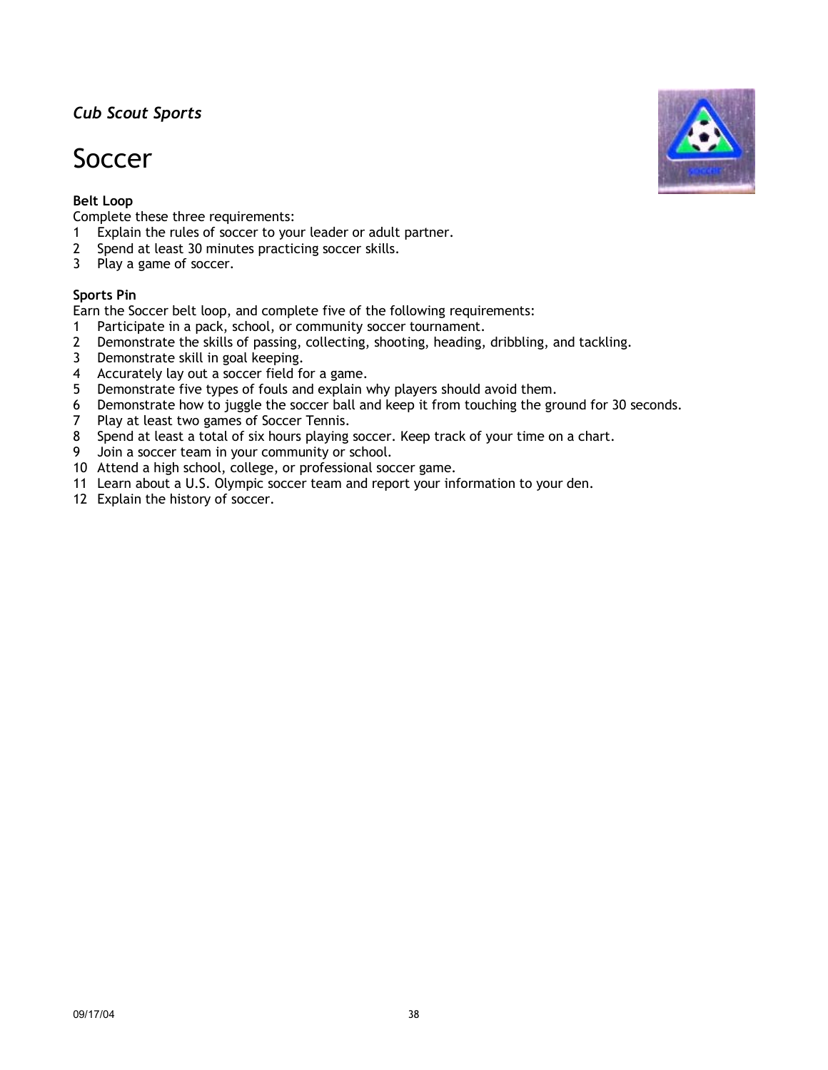*Cub Scout Sports*

# Soccer

**Belt Loop**

Complete these three requirements:

1. Explain the rules of soccer to your leader or adult partner.
2. Spend at least 30 minutes practicing soccer skills.
3. Play a game of soccer.

**Sports Pin**

Earn the Soccer belt loop, and complete five of the following requirements:

1. Participate in a pack, school, or community soccer tournament.
2. Demonstrate the skills of passing, collecting, shooting, heading, dribbling, and tackling.
3. Demonstrate skill in goal keeping.
4. Accurately lay out a soccer field for a game.
5. Demonstrate five types of fouls and explain why players should avoid them.
6. Demonstrate how to juggle the soccer ball and keep it from touching the ground for 30 seconds.
7. Play at least two games of Soccer Tennis.
8. Spend at least a total of six hours playing soccer. Keep track of your time on a chart.
9. Join a soccer team in your community or school.
10. Attend a high school, college, or professional soccer game.
11. Learn about a U.S. Olympic soccer team and report your information to your den.
12. Explain the history of soccer.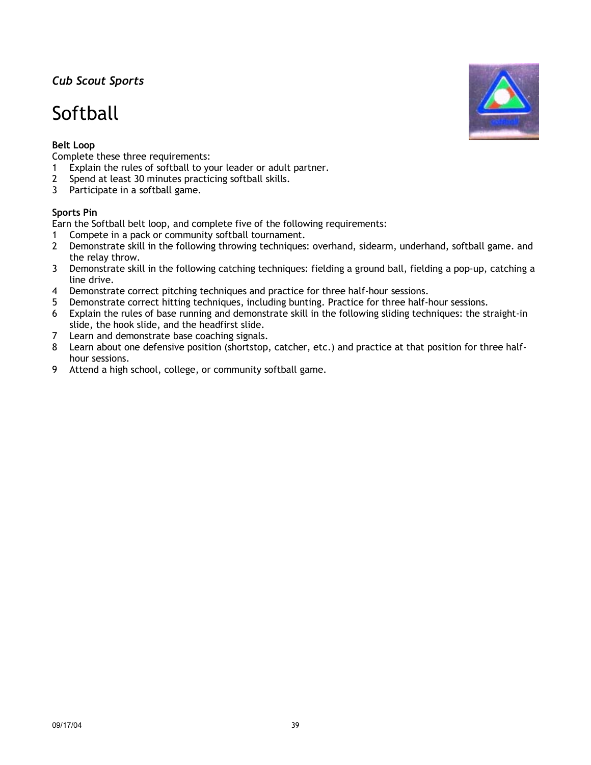*Cub Scout Sports*

# Softball

**Belt Loop**

Complete these three requirements:

1. Explain the rules of softball to your leader or adult partner.
2. Spend at least 30 minutes practicing softball skills.
3. Participate in a softball game.

**Sports Pin**

Earn the Softball belt loop, and complete five of the following requirements:

1. Compete in a pack or community softball tournament.
2. Demonstrate skill in the following throwing techniques: overhand, sidearm, underhand, softball game. and the relay throw.
3. Demonstrate skill in the following catching techniques: fielding a ground ball, fielding a pop-up, catching a line drive.
4. Demonstrate correct pitching techniques and practice for three half-hour sessions.
5. Demonstrate correct hitting techniques, including bunting. Practice for three half-hour sessions.
6. Explain the rules of base running and demonstrate skill in the following sliding techniques: the straight-in slide, the hook slide, and the headfirst slide.
7. Learn and demonstrate base coaching signals.
8. Learn about one defensive position (shortstop, catcher, etc.) and practice at that position for three half-hour sessions.
9. Attend a high school, college, or community softball game.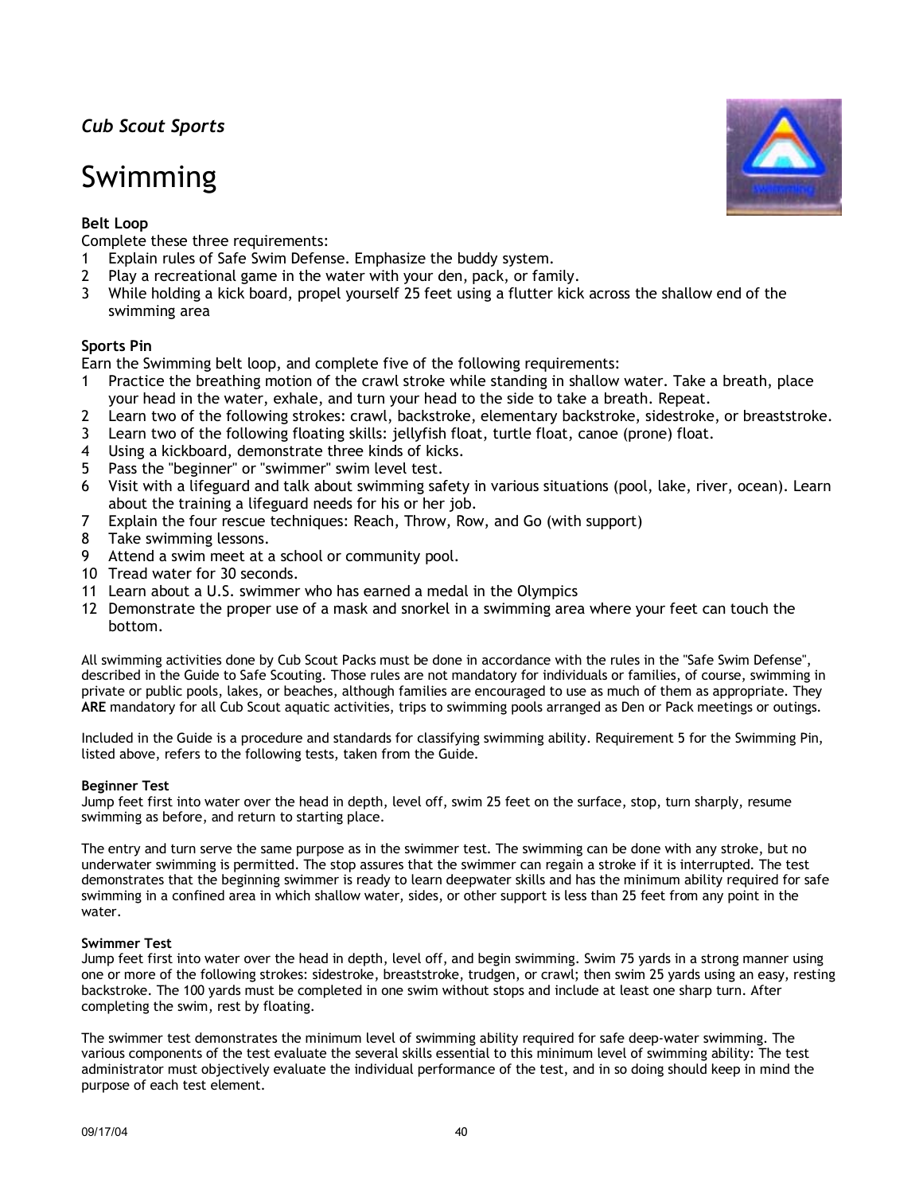*Cub Scout Sports*

# Swimming

**Belt Loop**

Complete these three requirements:

1. Explain rules of Safe Swim Defense. Emphasize the buddy system.
2. Play a recreational game in the water with your den, pack, or family.
3. While holding a kick board, propel yourself 25 feet using a flutter kick across the shallow end of the swimming area

**Sports Pin**

Earn the Swimming belt loop, and complete five of the following requirements:

1. Practice the breathing motion of the crawl stroke while standing in shallow water. Take a breath, place your head in the water, exhale, and turn your head to the side to take a breath. Repeat.
2. Learn two of the following strokes: crawl, backstroke, elementary backstroke, sidestroke, or breaststroke.
3. Learn two of the following floating skills: jellyfish float, turtle float, canoe (prone) float.
4. Using a kickboard, demonstrate three kinds of kicks.
5. Pass the "beginner" or "swimmer" swim level test.
6. Visit with a lifeguard and talk about swimming safety in various situations (pool, lake, river, ocean). Learn about the training a lifeguard needs for his or her job.
7. Explain the four rescue techniques: Reach, Throw, Row, and Go (with support)
8. Take swimming lessons.
9. Attend a swim meet at a school or community pool.
10. Tread water for 30 seconds.
11. Learn about a U.S. swimmer who has earned a medal in the Olympics
12. Demonstrate the proper use of a mask and snorkel in a swimming area where your feet can touch the bottom.

All swimming activities done by Cub Scout Packs must be done in accordance with the rules in the "Safe Swim Defense", described in the Guide to Safe Scouting. Those rules are not mandatory for individuals or families, of course, swimming in private or public pools, lakes, or beaches, although families are encouraged to use as much of them as appropriate. They **ARE** mandatory for all Cub Scout aquatic activities, trips to swimming pools arranged as Den or Pack meetings or outings.

Included in the Guide is a procedure and standards for classifying swimming ability. Requirement 5 for the Swimming Pin, listed above, refers to the following tests, taken from the Guide.

**Beginner Test**

Jump feet first into water over the head in depth, level off, swim 25 feet on the surface, stop, turn sharply, resume swimming as before, and return to starting place.

The entry and turn serve the same purpose as in the swimmer test. The swimming can be done with any stroke, but no underwater swimming is permitted. The stop assures that the swimmer can regain a stroke if it is interrupted. The test demonstrates that the beginning swimmer is ready to learn deepwater skills and has the minimum ability required for safe swimming in a confined area in which shallow water, sides, or other support is less than 25 feet from any point in the water.

**Swimmer Test**

Jump feet first into water over the head in depth, level off, and begin swimming. Swim 75 yards in a strong manner using one or more of the following strokes: sidestroke, breaststroke, trudgen, or crawl; then swim 25 yards using an easy, resting backstroke. The 100 yards must be completed in one swim without stops and include at least one sharp turn. After completing the swim, rest by floating.

The swimmer test demonstrates the minimum level of swimming ability required for safe deep-water swimming. The various components of the test evaluate the several skills essential to this minimum level of swimming ability: The test administrator must objectively evaluate the individual performance of the test, and in so doing should keep in mind the purpose of each test element.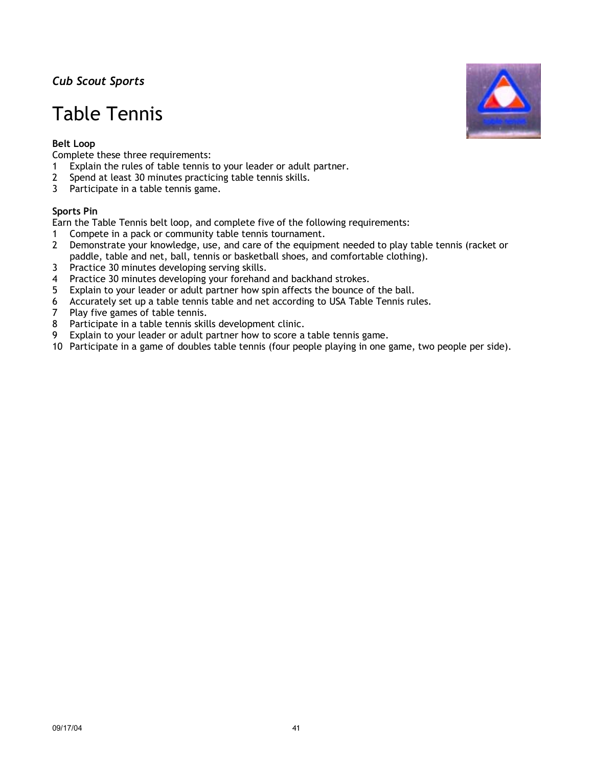*Cub Scout Sports*

# Table Tennis

**Belt Loop**

Complete these three requirements:

1. Explain the rules of table tennis to your leader or adult partner.
2. Spend at least 30 minutes practicing table tennis skills.
3. Participate in a table tennis game.

**Sports Pin**

Earn the Table Tennis belt loop, and complete five of the following requirements:

1. Compete in a pack or community table tennis tournament.
2. Demonstrate your knowledge, use, and care of the equipment needed to play table tennis (racket or paddle, table and net, ball, tennis or basketball shoes, and comfortable clothing).
3. Practice 30 minutes developing serving skills.
4. Practice 30 minutes developing your forehand and backhand strokes.
5. Explain to your leader or adult partner how spin affects the bounce of the ball.
6. Accurately set up a table tennis table and net according to USA Table Tennis rules.
7. Play five games of table tennis.
8. Participate in a table tennis skills development clinic.
9. Explain to your leader or adult partner how to score a table tennis game.
10. Participate in a game of doubles table tennis (four people playing in one game, two people per side).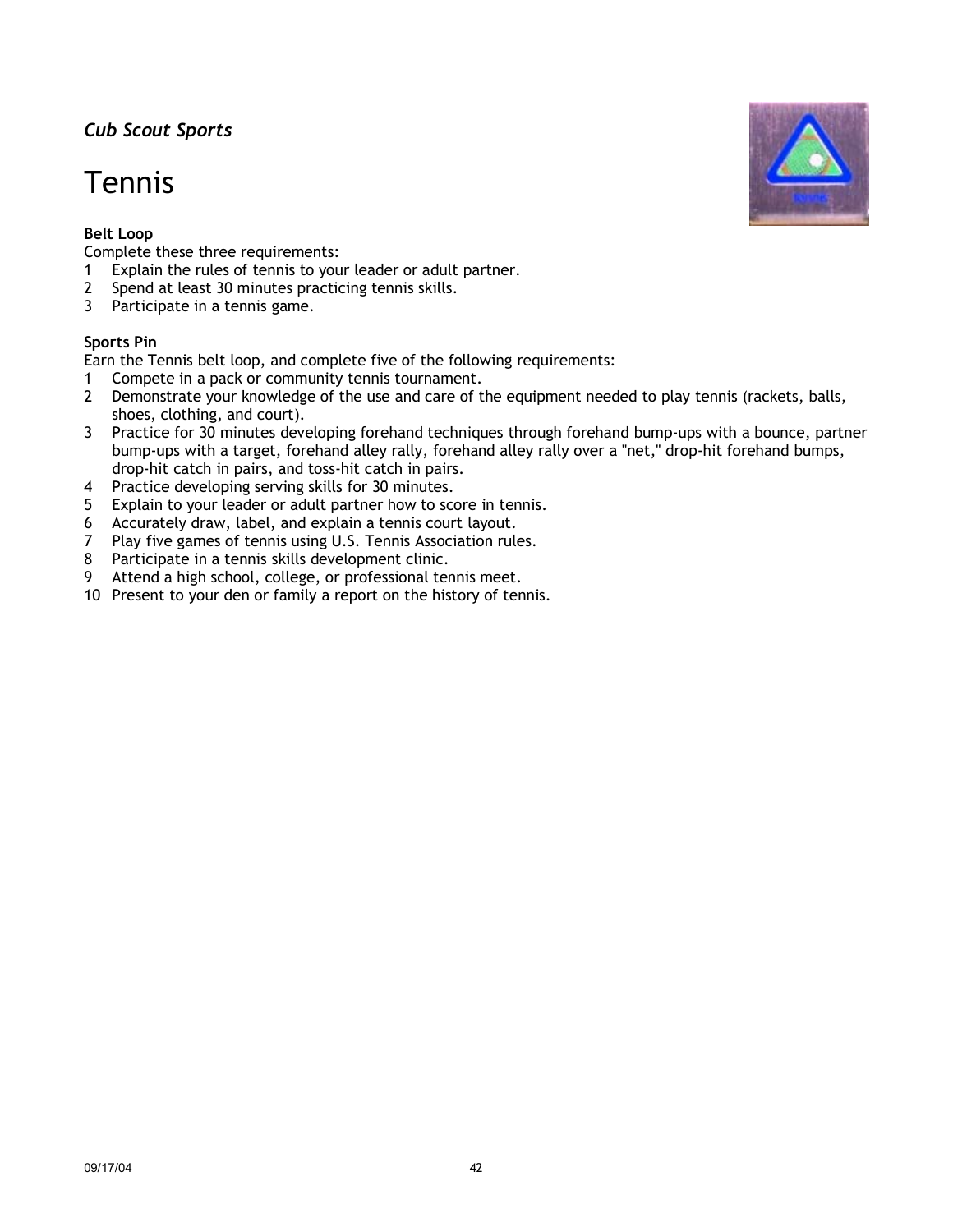*Cub Scout Sports*

# Tennis

**Belt Loop**

Complete these three requirements:

1. Explain the rules of tennis to your leader or adult partner.
2. Spend at least 30 minutes practicing tennis skills.
3. Participate in a tennis game.

**Sports Pin**

Earn the Tennis belt loop, and complete five of the following requirements:

1. Compete in a pack or community tennis tournament.
2. Demonstrate your knowledge of the use and care of the equipment needed to play tennis (rackets, balls, shoes, clothing, and court).
3. Practice for 30 minutes developing forehand techniques through forehand bump-ups with a bounce, partner bump-ups with a target, forehand alley rally, forehand alley rally over a "net," drop-hit forehand bumps, drop-hit catch in pairs, and toss-hit catch in pairs.
4. Practice developing serving skills for 30 minutes.
5. Explain to your leader or adult partner how to score in tennis.
6. Accurately draw, label, and explain a tennis court layout.
7. Play five games of tennis using U.S. Tennis Association rules.
8. Participate in a tennis skills development clinic.
9. Attend a high school, college, or professional tennis meet.
10. Present to your den or family a report on the history of tennis.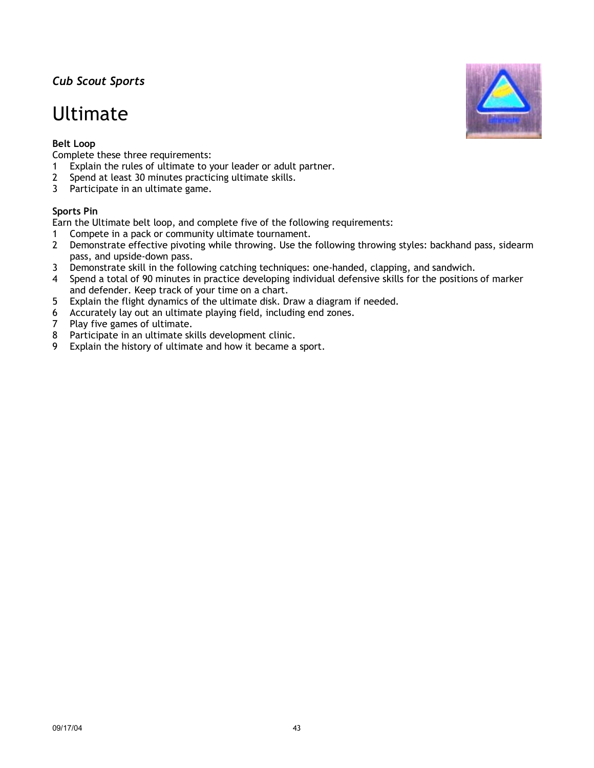*Cub Scout Sports*

# Ultimate

**Belt Loop**

Complete these three requirements:

1. Explain the rules of ultimate to your leader or adult partner.
2. Spend at least 30 minutes practicing ultimate skills.
3. Participate in an ultimate game.

**Sports Pin**

Earn the Ultimate belt loop, and complete five of the following requirements:

1. Compete in a pack or community ultimate tournament.
2. Demonstrate effective pivoting while throwing. Use the following throwing styles: backhand pass, sidearm pass, and upside-down pass.
3. Demonstrate skill in the following catching techniques: one-handed, clapping, and sandwich.
4. Spend a total of 90 minutes in practice developing individual defensive skills for the positions of marker and defender. Keep track of your time on a chart.
5. Explain the flight dynamics of the ultimate disk. Draw a diagram if needed.
6. Accurately lay out an ultimate playing field, including end zones.
7. Play five games of ultimate.
8. Participate in an ultimate skills development clinic.
9. Explain the history of ultimate and how it became a sport.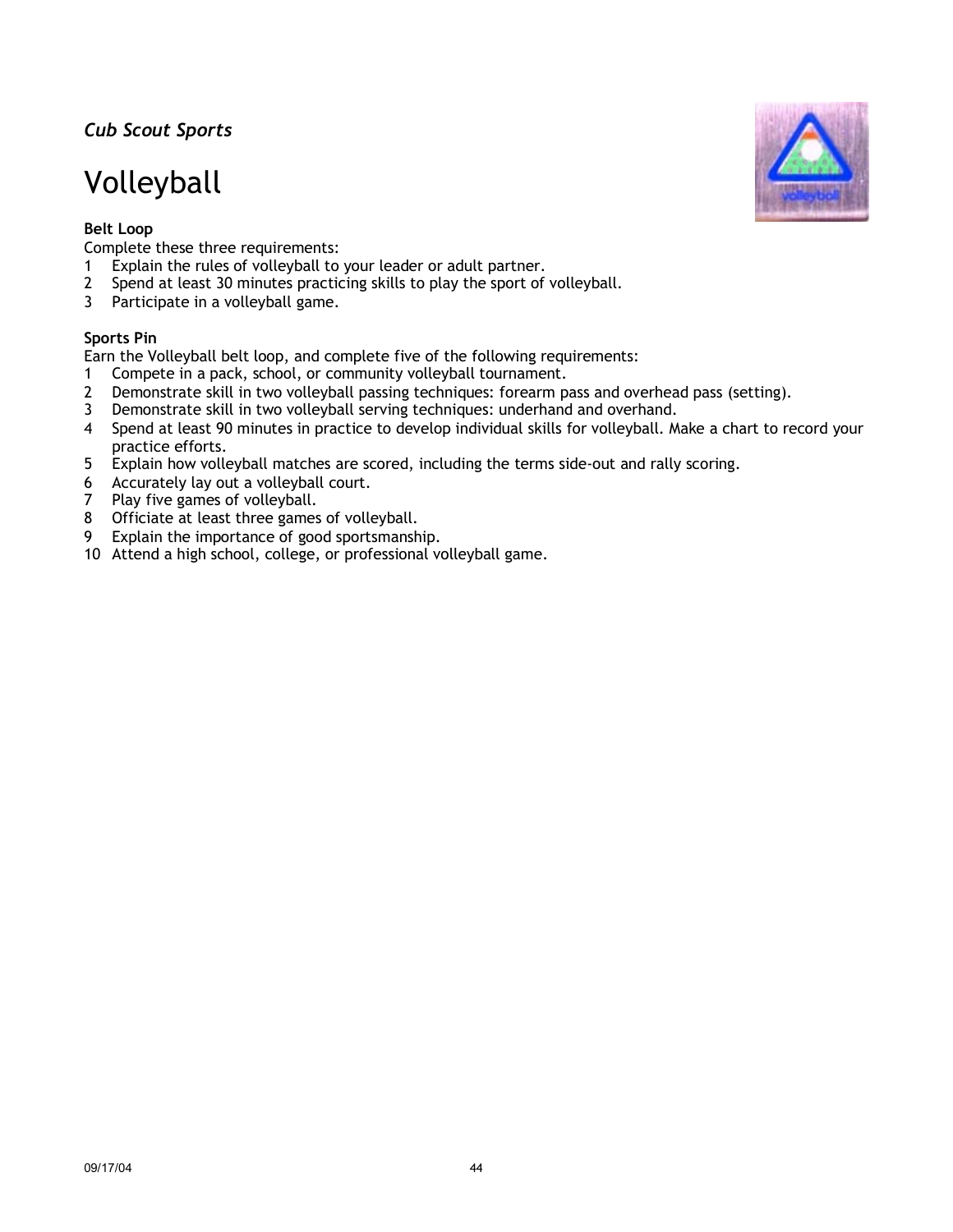*Cub Scout Sports*

# Volleyball

**Belt Loop**

Complete these three requirements:

1. Explain the rules of volleyball to your leader or adult partner.
2. Spend at least 30 minutes practicing skills to play the sport of volleyball.
3. Participate in a volleyball game.

**Sports Pin**

Earn the Volleyball belt loop, and complete five of the following requirements:

1. Compete in a pack, school, or community volleyball tournament.
2. Demonstrate skill in two volleyball passing techniques: forearm pass and overhead pass (setting).
3. Demonstrate skill in two volleyball serving techniques: underhand and overhand.
4. Spend at least 90 minutes in practice to develop individual skills for volleyball. Make a chart to record your practice efforts.
5. Explain how volleyball matches are scored, including the terms side-out and rally scoring.
6. Accurately lay out a volleyball court.
7. Play five games of volleyball.
8. Officiate at least three games of volleyball.
9. Explain the importance of good sportsmanship.
10. Attend a high school, college, or professional volleyball game.

09/17/04